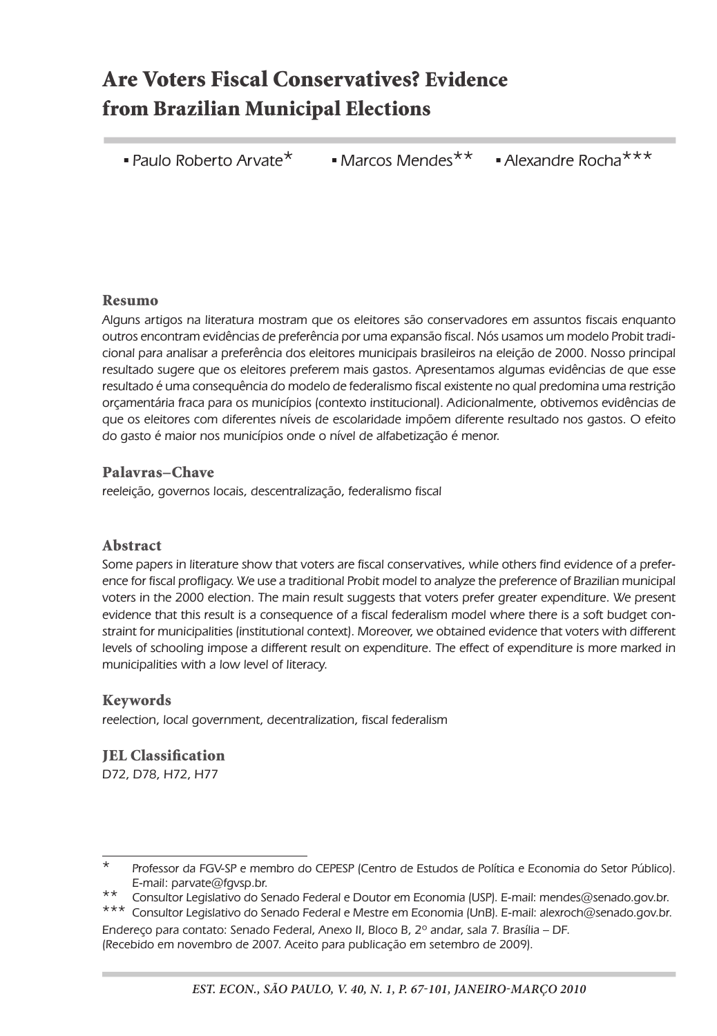# Are Voters Fiscal Conservatives? Evidence from Brazilian Municipal Elections

- Paulo Roberto Arvate*
- Marcos Mendes**
- Alexandre Rocha***

## Resumo

Alguns artigos na literatura mostram que os eleitores são conservadores em assuntos fiscais enquanto outros encontram evidências de preferência por uma expansão fiscal. Nós usamos um modelo Probit tradicional para analisar a preferência dos eleitores municipais brasileiros na eleição de 2000. Nosso principal resultado sugere que os eleitores preferem mais gastos. Apresentamos algumas evidências de que esse resultado é uma consequência do modelo de federalismo fiscal existente no qual predomina uma restrição orçamentária fraca para os municípios (contexto institucional). Adicionalmente, obtivemos evidências de que os eleitores com diferentes níveis de escolaridade impõem diferente resultado nos gastos. O efeito do gasto é maior nos municípios onde o nível de alfabetização é menor.

## Palavras–Chave

reeleição, governos locais, descentralização, federalismo fiscal

## Abstract

Some papers in literature show that voters are fiscal conservatives, while others find evidence of a preference for fiscal profligacy. We use a traditional Probit model to analyze the preference of Brazilian municipal voters in the 2000 election. The main result suggests that voters prefer greater expenditure. We present evidence that this result is a consequence of a fiscal federalism model where there is a soft budget constraint for municipalities (institutional context). Moreover, we obtained evidence that voters with different levels of schooling impose a different result on expenditure. The effect of expenditure is more marked in municipalities with a low level of literacy.

## Keywords

reelection, local government, decentralization, fiscal federalism

## JEL Classification

D72, D78, H72, H77

---

\* Professor da FGV-SP e membro do CEPESP (Centro de Estudos de Política e Economia do Setor Público). E-mail: parvate@fgvsp.br.

\** Consultor Legislativo do Senado Federal e Doutor em Economia (USP). E-mail: mendes@senado.gov.br.

\*** Consultor Legislativo do Senado Federal e Mestre em Economia (UnB). E-mail: alexroch@senado.gov.br.

Endereço para contato: Senado Federal, Anexo II, Bloco B, 2º andar, sala 7. Brasília – DF.
(Recebido em novembro de 2007. Aceito para publicação em setembro de 2009).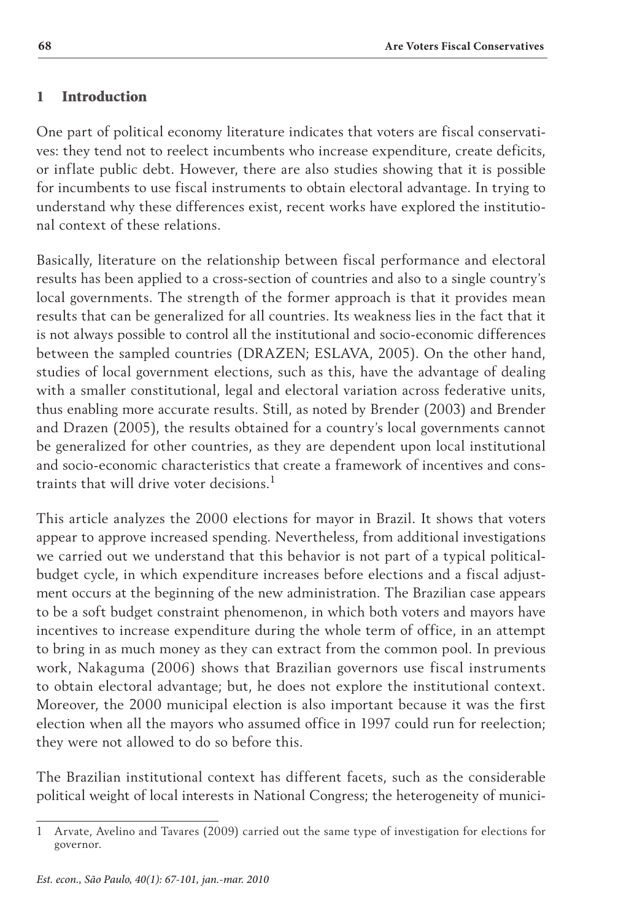## 1 Introduction

One part of political economy literature indicates that voters are fiscal conservatives: they tend not to reelect incumbents who increase expenditure, create deficits, or inflate public debt. However, there are also studies showing that it is possible for incumbents to use fiscal instruments to obtain electoral advantage. In trying to understand why these differences exist, recent works have explored the institutional context of these relations.

Basically, literature on the relationship between fiscal performance and electoral results has been applied to a cross-section of countries and also to a single country's local governments. The strength of the former approach is that it provides mean results that can be generalized for all countries. Its weakness lies in the fact that it is not always possible to control all the institutional and socio-economic differences between the sampled countries (DRAZEN; ESLAVA, 2005). On the other hand, studies of local government elections, such as this, have the advantage of dealing with a smaller constitutional, legal and electoral variation across federative units, thus enabling more accurate results. Still, as noted by Brender (2003) and Brender and Drazen (2005), the results obtained for a country's local governments cannot be generalized for other countries, as they are dependent upon local institutional and socio-economic characteristics that create a framework of incentives and constraints that will drive voter decisions.[1]

This article analyzes the 2000 elections for mayor in Brazil. It shows that voters appear to approve increased spending. Nevertheless, from additional investigations we carried out we understand that this behavior is not part of a typical political-budget cycle, in which expenditure increases before elections and a fiscal adjustment occurs at the beginning of the new administration. The Brazilian case appears to be a soft budget constraint phenomenon, in which both voters and mayors have incentives to increase expenditure during the whole term of office, in an attempt to bring in as much money as they can extract from the common pool. In previous work, Nakaguma (2006) shows that Brazilian governors use fiscal instruments to obtain electoral advantage; but, he does not explore the institutional context. Moreover, the 2000 municipal election is also important because it was the first election when all the mayors who assumed office in 1997 could run for reelection; they were not allowed to do so before this.

The Brazilian institutional context has different facets, such as the considerable political weight of local interests in National Congress; the heterogeneity of munici-

---

[1] Arvate, Avelino and Tavares (2009) carried out the same type of investigation for elections for governor.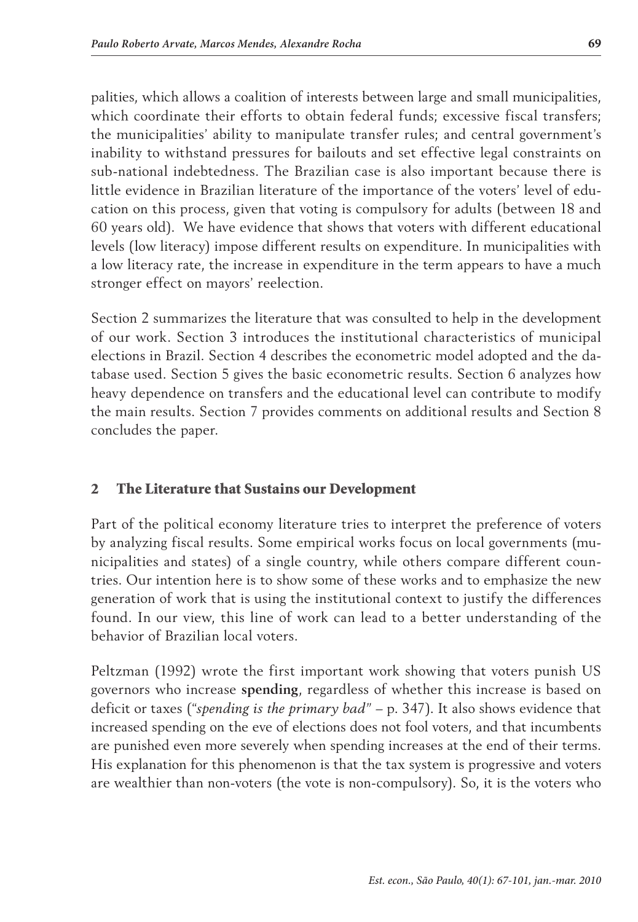palities, which allows a coalition of interests between large and small municipalities, which coordinate their efforts to obtain federal funds; excessive fiscal transfers; the municipalities' ability to manipulate transfer rules; and central government's inability to withstand pressures for bailouts and set effective legal constraints on sub-national indebtedness. The Brazilian case is also important because there is little evidence in Brazilian literature of the importance of the voters' level of education on this process, given that voting is compulsory for adults (between 18 and 60 years old). We have evidence that shows that voters with different educational levels (low literacy) impose different results on expenditure. In municipalities with a low literacy rate, the increase in expenditure in the term appears to have a much stronger effect on mayors' reelection.

Section 2 summarizes the literature that was consulted to help in the development of our work. Section 3 introduces the institutional characteristics of municipal elections in Brazil. Section 4 describes the econometric model adopted and the database used. Section 5 gives the basic econometric results. Section 6 analyzes how heavy dependence on transfers and the educational level can contribute to modify the main results. Section 7 provides comments on additional results and Section 8 concludes the paper.

## 2 The Literature that Sustains our Development

Part of the political economy literature tries to interpret the preference of voters by analyzing fiscal results. Some empirical works focus on local governments (municipalities and states) of a single country, while others compare different countries. Our intention here is to show some of these works and to emphasize the new generation of work that is using the institutional context to justify the differences found. In our view, this line of work can lead to a better understanding of the behavior of Brazilian local voters.

Peltzman (1992) wrote the first important work showing that voters punish US governors who increase **spending**, regardless of whether this increase is based on deficit or taxes ("*spending is the primary bad*" – p. 347). It also shows evidence that increased spending on the eve of elections does not fool voters, and that incumbents are punished even more severely when spending increases at the end of their terms. His explanation for this phenomenon is that the tax system is progressive and voters are wealthier than non-voters (the vote is non-compulsory). So, it is the voters who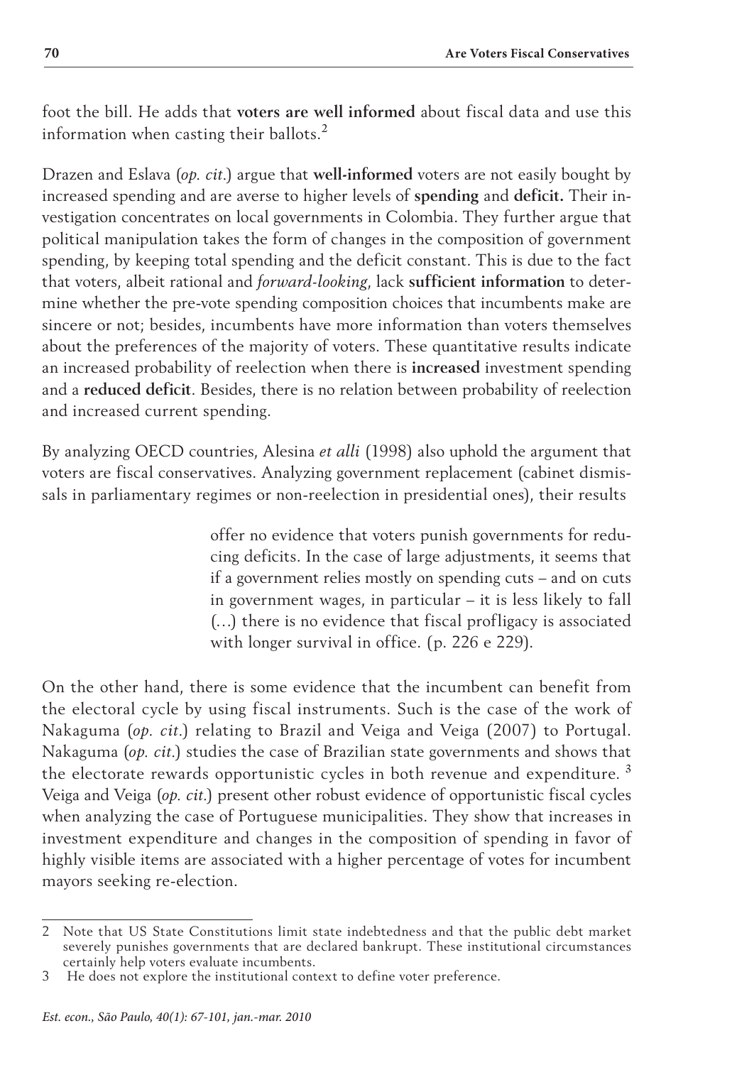foot the bill. He adds that **voters are well informed** about fiscal data and use this information when casting their ballots.[2]

Drazen and Eslava (*op. cit.*) argue that **well-informed** voters are not easily bought by increased spending and are averse to higher levels of **spending** and **deficit.** Their investigation concentrates on local governments in Colombia. They further argue that political manipulation takes the form of changes in the composition of government spending, by keeping total spending and the deficit constant. This is due to the fact that voters, albeit rational and *forward-looking*, lack **sufficient information** to determine whether the pre-vote spending composition choices that incumbents make are sincere or not; besides, incumbents have more information than voters themselves about the preferences of the majority of voters. These quantitative results indicate an increased probability of reelection when there is **increased** investment spending and a **reduced deficit**. Besides, there is no relation between probability of reelection and increased current spending.

By analyzing OECD countries, Alesina *et alli* (1998) also uphold the argument that voters are fiscal conservatives. Analyzing government replacement (cabinet dismissals in parliamentary regimes or non-reelection in presidential ones), their results

> offer no evidence that voters punish governments for reducing deficits. In the case of large adjustments, it seems that if a government relies mostly on spending cuts – and on cuts in government wages, in particular – it is less likely to fall (...) there is no evidence that fiscal profligacy is associated with longer survival in office. (p. 226 e 229).

On the other hand, there is some evidence that the incumbent can benefit from the electoral cycle by using fiscal instruments. Such is the case of the work of Nakaguma (*op. cit.*) relating to Brazil and Veiga and Veiga (2007) to Portugal. Nakaguma (*op. cit.*) studies the case of Brazilian state governments and shows that the electorate rewards opportunistic cycles in both revenue and expenditure.[3] Veiga and Veiga (*op. cit.*) present other robust evidence of opportunistic fiscal cycles when analyzing the case of Portuguese municipalities. They show that increases in investment expenditure and changes in the composition of spending in favor of highly visible items are associated with a higher percentage of votes for incumbent mayors seeking re-election.

---

2 Note that US State Constitutions limit state indebtedness and that the public debt market severely punishes governments that are declared bankrupt. These institutional circumstances certainly help voters evaluate incumbents.

3 He does not explore the institutional context to define voter preference.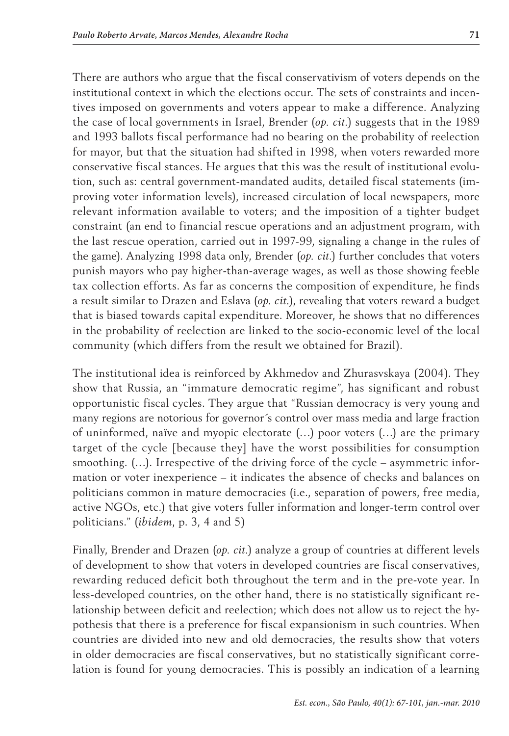There are authors who argue that the fiscal conservativism of voters depends on the institutional context in which the elections occur. The sets of constraints and incentives imposed on governments and voters appear to make a difference. Analyzing the case of local governments in Israel, Brender (*op. cit.*) suggests that in the 1989 and 1993 ballots fiscal performance had no bearing on the probability of reelection for mayor, but that the situation had shifted in 1998, when voters rewarded more conservative fiscal stances. He argues that this was the result of institutional evolution, such as: central government-mandated audits, detailed fiscal statements (improving voter information levels), increased circulation of local newspapers, more relevant information available to voters; and the imposition of a tighter budget constraint (an end to financial rescue operations and an adjustment program, with the last rescue operation, carried out in 1997-99, signaling a change in the rules of the game). Analyzing 1998 data only, Brender (*op. cit.*) further concludes that voters punish mayors who pay higher-than-average wages, as well as those showing feeble tax collection efforts. As far as concerns the composition of expenditure, he finds a result similar to Drazen and Eslava (*op. cit.*), revealing that voters reward a budget that is biased towards capital expenditure. Moreover, he shows that no differences in the probability of reelection are linked to the socio-economic level of the local community (which differs from the result we obtained for Brazil).

The institutional idea is reinforced by Akhmedov and Zhurasvskaya (2004). They show that Russia, an "immature democratic regime", has significant and robust opportunistic fiscal cycles. They argue that "Russian democracy is very young and many regions are notorious for governor´s control over mass media and large fraction of uninformed, naïve and myopic electorate (…) poor voters (…) are the primary target of the cycle [because they] have the worst possibilities for consumption smoothing. (…). Irrespective of the driving force of the cycle – asymmetric information or voter inexperience – it indicates the absence of checks and balances on politicians common in mature democracies (i.e., separation of powers, free media, active NGOs, etc.) that give voters fuller information and longer-term control over politicians." (*ibidem*, p. 3, 4 and 5)

Finally, Brender and Drazen (*op. cit.*) analyze a group of countries at different levels of development to show that voters in developed countries are fiscal conservatives, rewarding reduced deficit both throughout the term and in the pre-vote year. In less-developed countries, on the other hand, there is no statistically significant relationship between deficit and reelection; which does not allow us to reject the hypothesis that there is a preference for fiscal expansionism in such countries. When countries are divided into new and old democracies, the results show that voters in older democracies are fiscal conservatives, but no statistically significant correlation is found for young democracies. This is possibly an indication of a learning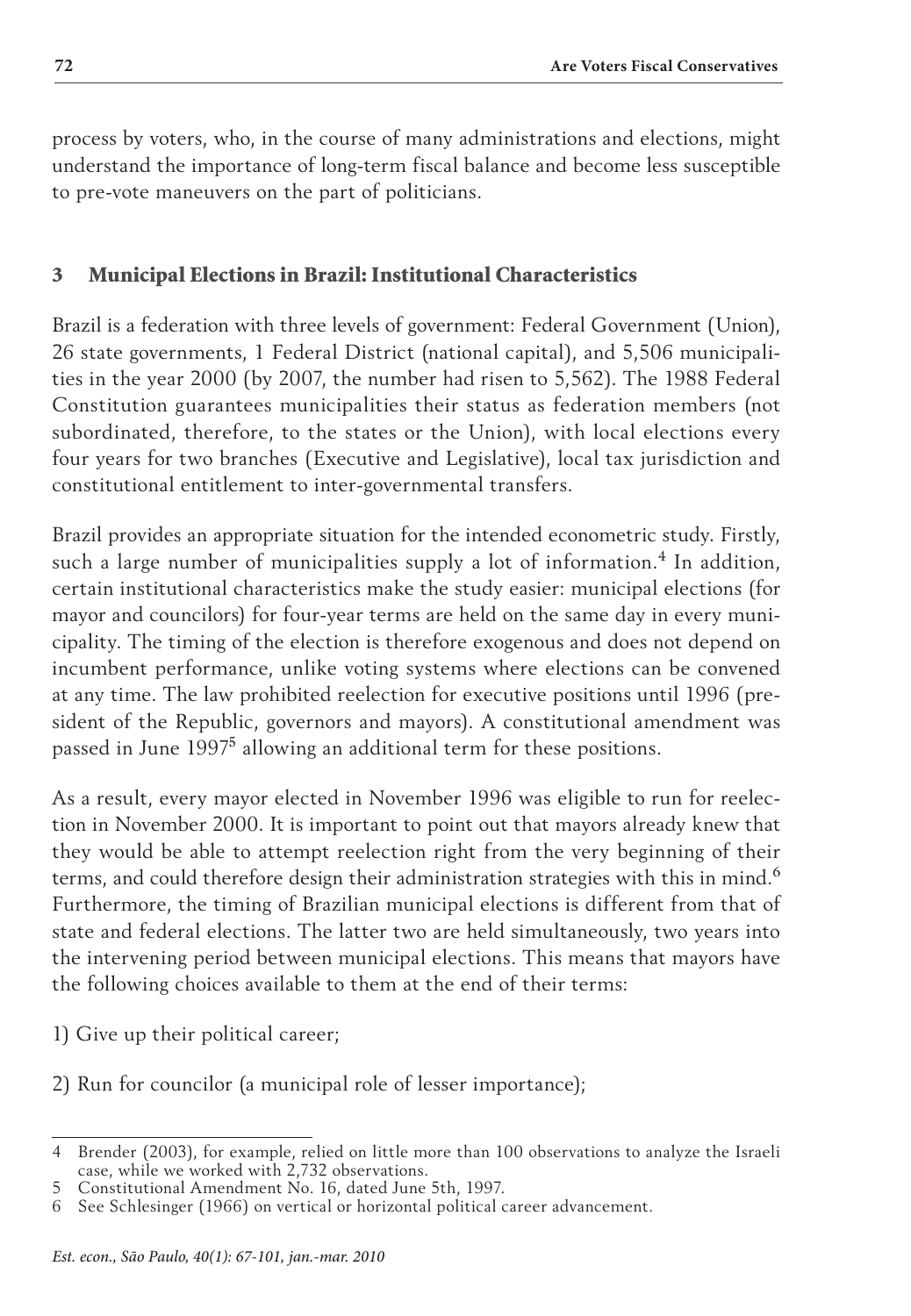process by voters, who, in the course of many administrations and elections, might understand the importance of long-term fiscal balance and become less susceptible to pre-vote maneuvers on the part of politicians.

## 3 Municipal Elections in Brazil: Institutional Characteristics

Brazil is a federation with three levels of government: Federal Government (Union), 26 state governments, 1 Federal District (national capital), and 5,506 municipalities in the year 2000 (by 2007, the number had risen to 5,562). The 1988 Federal Constitution guarantees municipalities their status as federation members (not subordinated, therefore, to the states or the Union), with local elections every four years for two branches (Executive and Legislative), local tax jurisdiction and constitutional entitlement to inter-governmental transfers.

Brazil provides an appropriate situation for the intended econometric study. Firstly, such a large number of municipalities supply a lot of information.[4] In addition, certain institutional characteristics make the study easier: municipal elections (for mayor and councilors) for four-year terms are held on the same day in every municipality. The timing of the election is therefore exogenous and does not depend on incumbent performance, unlike voting systems where elections can be convened at any time. The law prohibited reelection for executive positions until 1996 (president of the Republic, governors and mayors). A constitutional amendment was passed in June 1997[5] allowing an additional term for these positions.

As a result, every mayor elected in November 1996 was eligible to run for reelection in November 2000. It is important to point out that mayors already knew that they would be able to attempt reelection right from the very beginning of their terms, and could therefore design their administration strategies with this in mind.[6] Furthermore, the timing of Brazilian municipal elections is different from that of state and federal elections. The latter two are held simultaneously, two years into the intervening period between municipal elections. This means that mayors have the following choices available to them at the end of their terms:

1) Give up their political career;

2) Run for councilor (a municipal role of lesser importance);

---

4 Brender (2003), for example, relied on little more than 100 observations to analyze the Israeli case, while we worked with 2,732 observations.

5 Constitutional Amendment No. 16, dated June 5th, 1997.

6 See Schlesinger (1966) on vertical or horizontal political career advancement.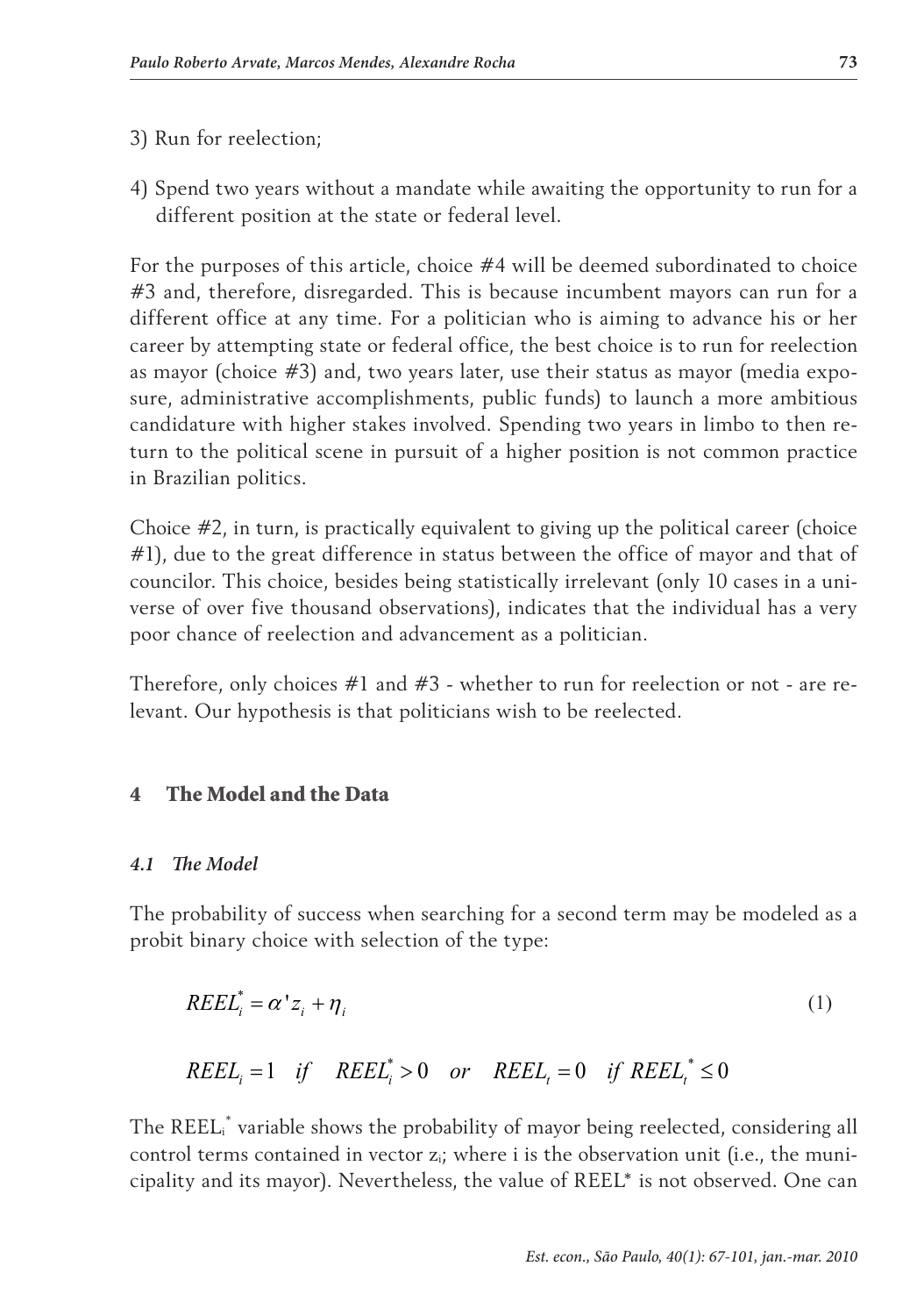3) Run for reelection;

4) Spend two years without a mandate while awaiting the opportunity to run for a different position at the state or federal level.

For the purposes of this article, choice #4 will be deemed subordinated to choice #3 and, therefore, disregarded. This is because incumbent mayors can run for a different office at any time. For a politician who is aiming to advance his or her career by attempting state or federal office, the best choice is to run for reelection as mayor (choice #3) and, two years later, use their status as mayor (media exposure, administrative accomplishments, public funds) to launch a more ambitious candidature with higher stakes involved. Spending two years in limbo to then return to the political scene in pursuit of a higher position is not common practice in Brazilian politics.

Choice #2, in turn, is practically equivalent to giving up the political career (choice #1), due to the great difference in status between the office of mayor and that of councilor. This choice, besides being statistically irrelevant (only 10 cases in a universe of over five thousand observations), indicates that the individual has a very poor chance of reelection and advancement as a politician.

Therefore, only choices #1 and #3 - whether to run for reelection or not - are relevant. Our hypothesis is that politicians wish to be reelected.

## 4 The Model and the Data

### *4.1 The Model*

The probability of success when searching for a second term may be modeled as a probit binary choice with selection of the type:

$$REEL_i^* = \alpha' z_i + \eta_i \tag{1}$$

$$REEL_i = 1 \quad if \quad REEL_i^* > 0 \quad or \quad REEL_t = 0 \quad if \ REEL_t^* \leq 0$$

The $REEL_i^*$ variable shows the probability of mayor being reelected, considering all control terms contained in vector $z_i$; where i is the observation unit (i.e., the municipality and its mayor). Nevertheless, the value of $REEL^*$ is not observed. One can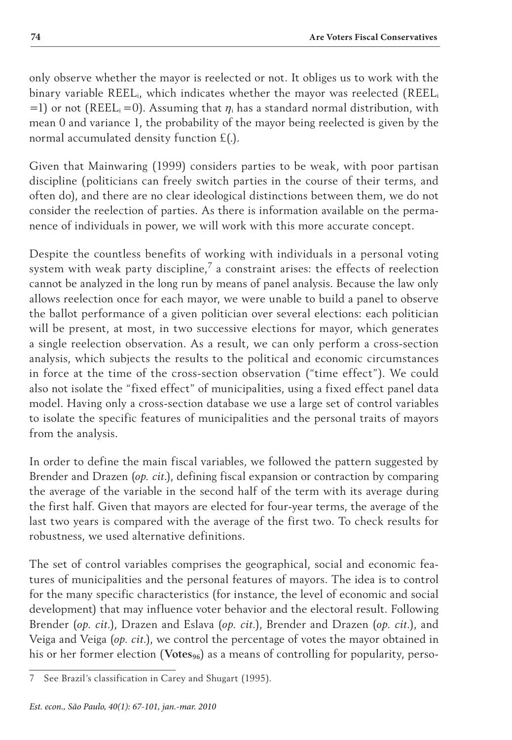only observe whether the mayor is reelected or not. It obliges us to work with the binary variable $REEL_i$, which indicates whether the mayor was reelected ($REEL_i = 1$) or not ($REEL_i = 0$). Assuming that $\eta_i$ has a standard normal distribution, with mean 0 and variance 1, the probability of the mayor being reelected is given by the normal accumulated density function £(.).

Given that Mainwaring (1999) considers parties to be weak, with poor partisan discipline (politicians can freely switch parties in the course of their terms, and often do), and there are no clear ideological distinctions between them, we do not consider the reelection of parties. As there is information available on the permanence of individuals in power, we will work with this more accurate concept.

Despite the countless benefits of working with individuals in a personal voting system with weak party discipline,[7] a constraint arises: the effects of reelection cannot be analyzed in the long run by means of panel analysis. Because the law only allows reelection once for each mayor, we were unable to build a panel to observe the ballot performance of a given politician over several elections: each politician will be present, at most, in two successive elections for mayor, which generates a single reelection observation. As a result, we can only perform a cross-section analysis, which subjects the results to the political and economic circumstances in force at the time of the cross-section observation ("time effect"). We could also not isolate the "fixed effect" of municipalities, using a fixed effect panel data model. Having only a cross-section database we use a large set of control variables to isolate the specific features of municipalities and the personal traits of mayors from the analysis.

In order to define the main fiscal variables, we followed the pattern suggested by Brender and Drazen (*op. cit.*), defining fiscal expansion or contraction by comparing the average of the variable in the second half of the term with its average during the first half. Given that mayors are elected for four-year terms, the average of the last two years is compared with the average of the first two. To check results for robustness, we used alternative definitions.

The set of control variables comprises the geographical, social and economic features of municipalities and the personal features of mayors. The idea is to control for the many specific characteristics (for instance, the level of economic and social development) that may influence voter behavior and the electoral result. Following Brender (*op. cit.*), Drazen and Eslava (*op. cit.*), Brender and Drazen (*op. cit.*), and Veiga and Veiga (*op. cit.*), we control the percentage of votes the mayor obtained in his or her former election ($\mathbf{Votes_{96}}$) as a means of controlling for popularity, perso-

---

7 See Brazil's classification in Carey and Shugart (1995).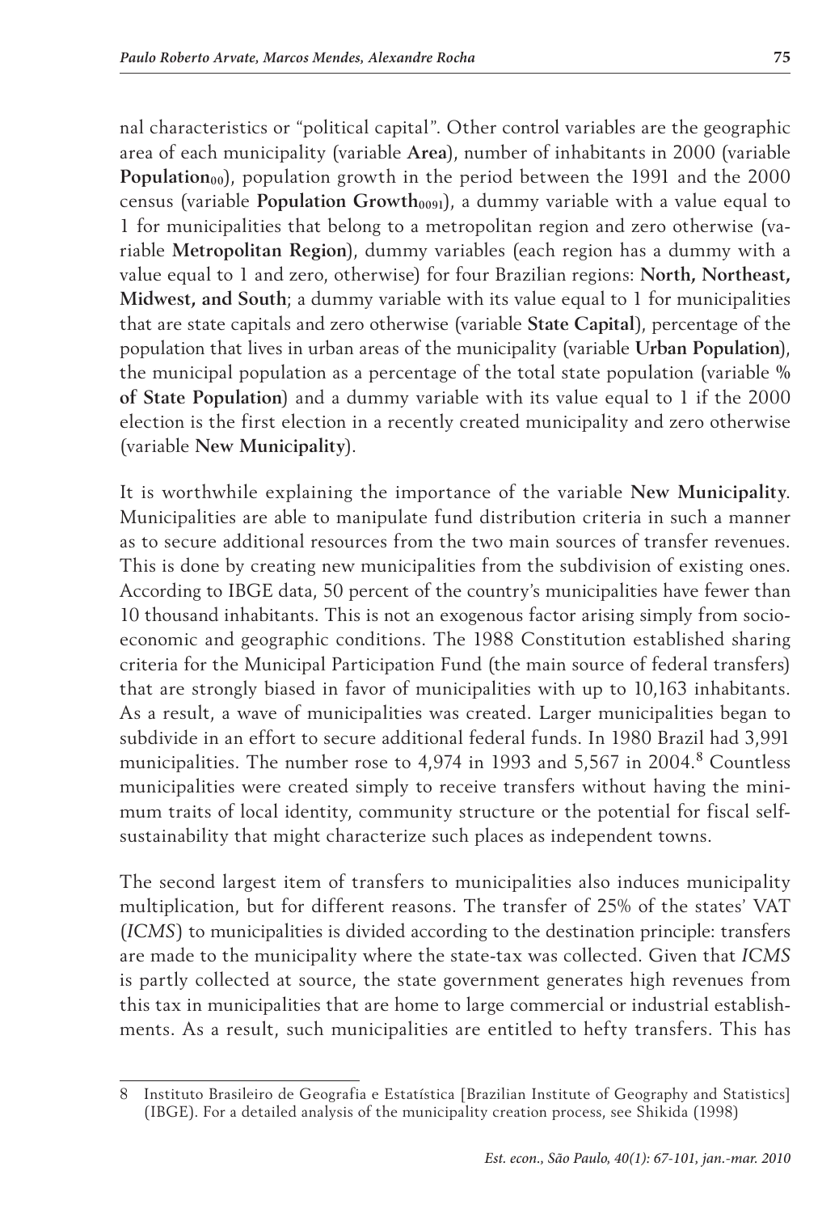nal characteristics or "political capital". Other control variables are the geographic area of each municipality (variable **Area**), number of inhabitants in 2000 (variable **Population$_{00}$**), population growth in the period between the 1991 and the 2000 census (variable **Population Growth$_{0091}$**), a dummy variable with a value equal to 1 for municipalities that belong to a metropolitan region and zero otherwise (variable **Metropolitan Region**), dummy variables (each region has a dummy with a value equal to 1 and zero, otherwise) for four Brazilian regions: **North, Northeast, Midwest, and South**; a dummy variable with its value equal to 1 for municipalities that are state capitals and zero otherwise (variable **State Capital**), percentage of the population that lives in urban areas of the municipality (variable **Urban Population**), the municipal population as a percentage of the total state population (variable **% of State Population**) and a dummy variable with its value equal to 1 if the 2000 election is the first election in a recently created municipality and zero otherwise (variable **New Municipality**).

It is worthwhile explaining the importance of the variable **New Municipality**. Municipalities are able to manipulate fund distribution criteria in such a manner as to secure additional resources from the two main sources of transfer revenues. This is done by creating new municipalities from the subdivision of existing ones. According to IBGE data, 50 percent of the country's municipalities have fewer than 10 thousand inhabitants. This is not an exogenous factor arising simply from socioeconomic and geographic conditions. The 1988 Constitution established sharing criteria for the Municipal Participation Fund (the main source of federal transfers) that are strongly biased in favor of municipalities with up to 10,163 inhabitants. As a result, a wave of municipalities was created. Larger municipalities began to subdivide in an effort to secure additional federal funds. In 1980 Brazil had 3,991 municipalities. The number rose to 4,974 in 1993 and 5,567 in 2004.[8] Countless municipalities were created simply to receive transfers without having the minimum traits of local identity, community structure or the potential for fiscal self-sustainability that might characterize such places as independent towns.

The second largest item of transfers to municipalities also induces municipality multiplication, but for different reasons. The transfer of 25% of the states' VAT (*ICMS*) to municipalities is divided according to the destination principle: transfers are made to the municipality where the state-tax was collected. Given that *ICMS* is partly collected at source, the state government generates high revenues from this tax in municipalities that are home to large commercial or industrial establishments. As a result, such municipalities are entitled to hefty transfers. This has

8 Instituto Brasileiro de Geografia e Estatística [Brazilian Institute of Geography and Statistics] (IBGE). For a detailed analysis of the municipality creation process, see Shikida (1998)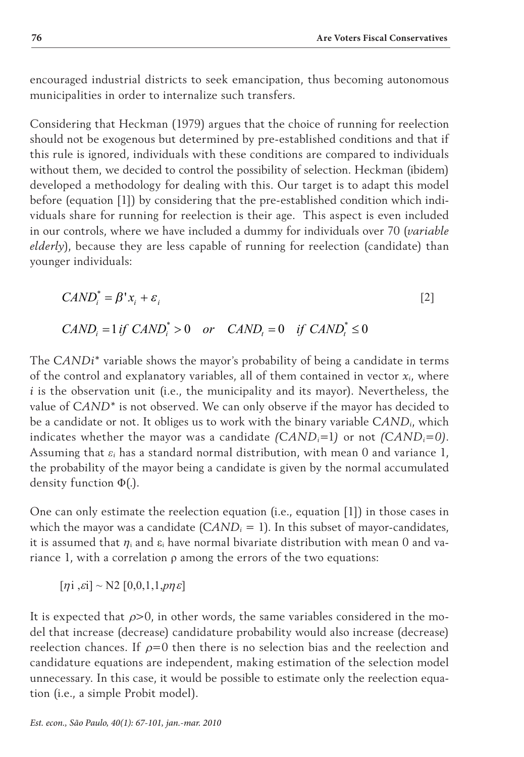encouraged industrial districts to seek emancipation, thus becoming autonomous municipalities in order to internalize such transfers.

Considering that Heckman (1979) argues that the choice of running for reelection should not be exogenous but determined by pre-established conditions and that if this rule is ignored, individuals with these conditions are compared to individuals without them, we decided to control the possibility of selection. Heckman (ibidem) developed a methodology for dealing with this. Our target is to adapt this model before (equation [1]) by considering that the pre-established condition which individuals share for running for reelection is their age. This aspect is even included in our controls, where we have included a dummy for individuals over 70 (*variable elderly*), because they are less capable of running for reelection (candidate) than younger individuals:

$$CAND_i^* = \beta' x_i + \varepsilon_i \qquad [2]$$

$$CAND_i = 1 \; if \; CAND_i^* > 0 \quad or \quad CAND_t = 0 \quad if \; CAND_t^* \leq 0$$

The $CANDi^*$ variable shows the mayor's probability of being a candidate in terms of the control and explanatory variables, all of them contained in vector $x_i$, where $i$ is the observation unit (i.e., the municipality and its mayor). Nevertheless, the value of $CAND^*$ is not observed. We can only observe if the mayor has decided to be a candidate or not. It obliges us to work with the binary variable $CAND_i$, which indicates whether the mayor was a candidate $(CAND_i=1)$ or not $(CAND_i=0)$. Assuming that $\varepsilon_i$ has a standard normal distribution, with mean 0 and variance 1, the probability of the mayor being a candidate is given by the normal accumulated density function $\Phi(.)$.

One can only estimate the reelection equation (i.e., equation [1]) in those cases in which the mayor was a candidate ($CAND_i = 1$). In this subset of mayor-candidates, it is assumed that $\eta_i$ and $\varepsilon_i$ have normal bivariate distribution with mean 0 and variance 1, with a correlation $\rho$ among the errors of the two equations:

$$[\eta i, \varepsilon i] \sim N2\,[0,0,1,1,p\eta\varepsilon]$$

It is expected that $\rho>0$, in other words, the same variables considered in the model that increase (decrease) candidature probability would also increase (decrease) reelection chances. If $\rho=0$ then there is no selection bias and the reelection and candidature equations are independent, making estimation of the selection model unnecessary. In this case, it would be possible to estimate only the reelection equation (i.e., a simple Probit model).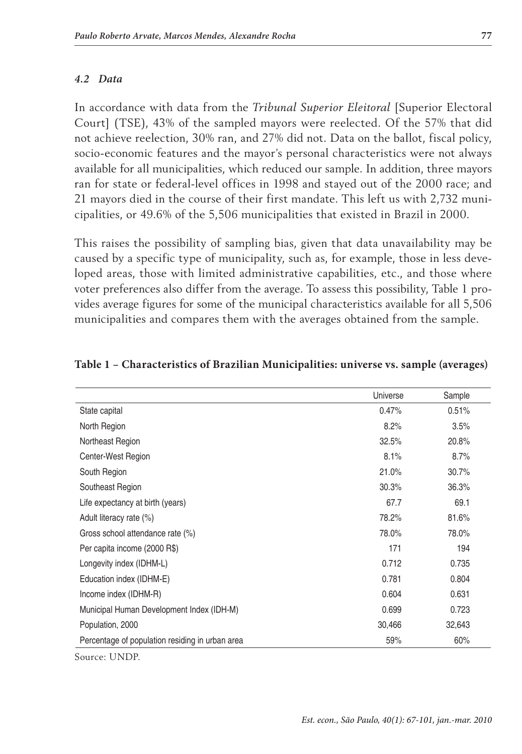### *4.2 Data*

In accordance with data from the *Tribunal Superior Eleitoral* [Superior Electoral Court] (TSE), 43% of the sampled mayors were reelected. Of the 57% that did not achieve reelection, 30% ran, and 27% did not. Data on the ballot, fiscal policy, socio-economic features and the mayor's personal characteristics were not always available for all municipalities, which reduced our sample. In addition, three mayors ran for state or federal-level offices in 1998 and stayed out of the 2000 race; and 21 mayors died in the course of their first mandate. This left us with 2,732 municipalities, or 49.6% of the 5,506 municipalities that existed in Brazil in 2000.

This raises the possibility of sampling bias, given that data unavailability may be caused by a specific type of municipality, such as, for example, those in less developed areas, those with limited administrative capabilities, etc., and those where voter preferences also differ from the average. To assess this possibility, Table 1 provides average figures for some of the municipal characteristics available for all 5,506 municipalities and compares them with the averages obtained from the sample.

**Table 1 – Characteristics of Brazilian Municipalities: universe vs. sample (averages)**

| | Universe | Sample |
|---|---|---|
| State capital | 0.47% | 0.51% |
| North Region | 8.2% | 3.5% |
| Northeast Region | 32.5% | 20.8% |
| Center-West Region | 8.1% | 8.7% |
| South Region | 21.0% | 30.7% |
| Southeast Region | 30.3% | 36.3% |
| Life expectancy at birth (years) | 67.7 | 69.1 |
| Adult literacy rate (%) | 78.2% | 81.6% |
| Gross school attendance rate (%) | 78.0% | 78.0% |
| Per capita income (2000 R$) | 171 | 194 |
| Longevity index (IDHM-L) | 0.712 | 0.735 |
| Education index (IDHM-E) | 0.781 | 0.804 |
| Income index (IDHM-R) | 0.604 | 0.631 |
| Municipal Human Development Index (IDH-M) | 0.699 | 0.723 |
| Population, 2000 | 30,466 | 32,643 |
| Percentage of population residing in urban area | 59% | 60% |

Source: UNDP.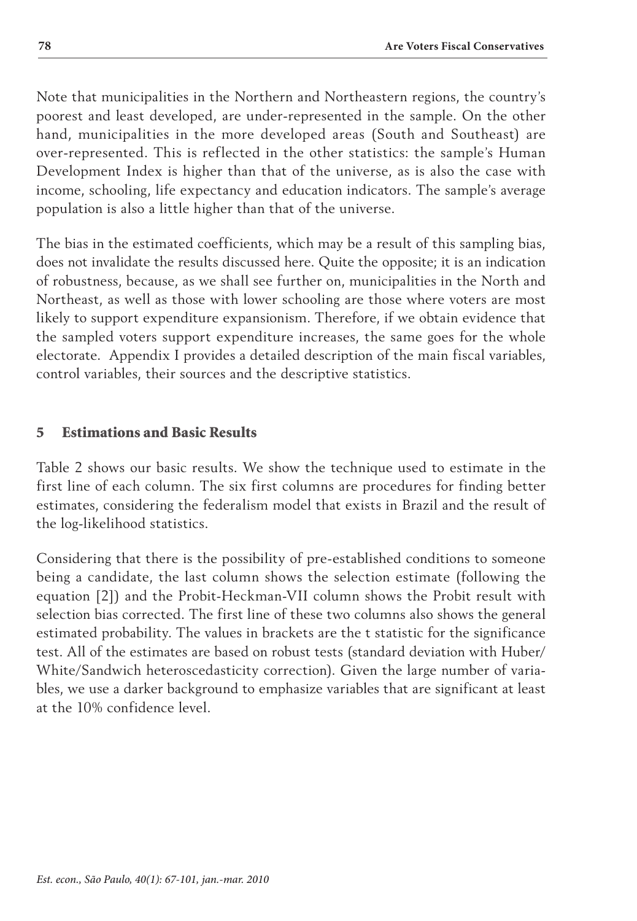Note that municipalities in the Northern and Northeastern regions, the country's poorest and least developed, are under-represented in the sample. On the other hand, municipalities in the more developed areas (South and Southeast) are over-represented. This is reflected in the other statistics: the sample's Human Development Index is higher than that of the universe, as is also the case with income, schooling, life expectancy and education indicators. The sample's average population is also a little higher than that of the universe.

The bias in the estimated coefficients, which may be a result of this sampling bias, does not invalidate the results discussed here. Quite the opposite; it is an indication of robustness, because, as we shall see further on, municipalities in the North and Northeast, as well as those with lower schooling are those where voters are most likely to support expenditure expansionism. Therefore, if we obtain evidence that the sampled voters support expenditure increases, the same goes for the whole electorate. Appendix I provides a detailed description of the main fiscal variables, control variables, their sources and the descriptive statistics.

## 5 Estimations and Basic Results

Table 2 shows our basic results. We show the technique used to estimate in the first line of each column. The six first columns are procedures for finding better estimates, considering the federalism model that exists in Brazil and the result of the log-likelihood statistics.

Considering that there is the possibility of pre-established conditions to someone being a candidate, the last column shows the selection estimate (following the equation [2]) and the Probit-Heckman-VII column shows the Probit result with selection bias corrected. The first line of these two columns also shows the general estimated probability. The values in brackets are the t statistic for the significance test. All of the estimates are based on robust tests (standard deviation with Huber/White/Sandwich heteroscedasticity correction). Given the large number of variables, we use a darker background to emphasize variables that are significant at least at the 10% confidence level.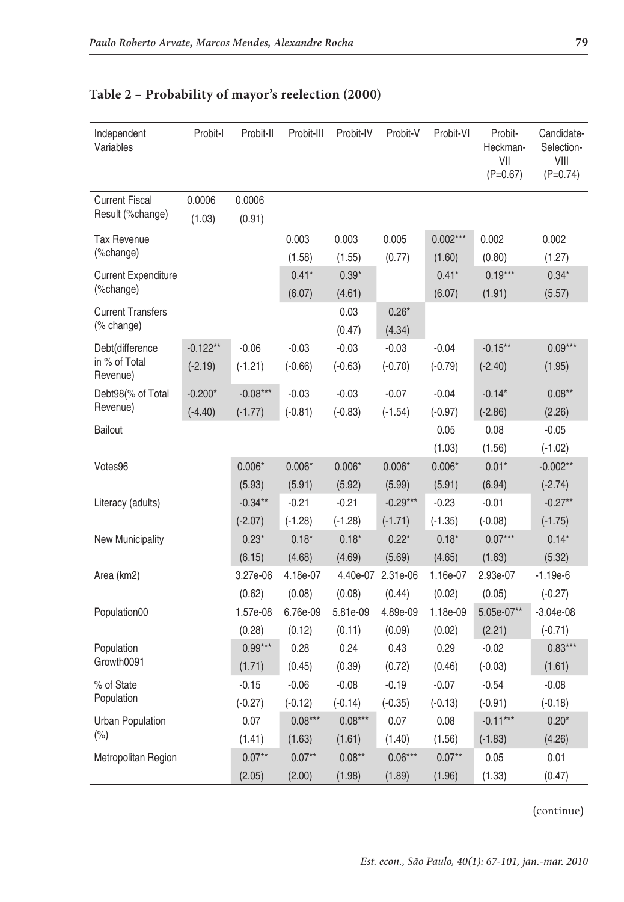## Table 2 – Probability of mayor's reelection (2000)

| Independent Variables | Probit-I | Probit-II | Probit-III | Probit-IV | Probit-V | Probit-VI | Probit-Heckman-VII (P=0.67) | Candidate-Selection-VIII (P=0.74) |
|---|---|---|---|---|---|---|---|---|
| Current Fiscal Result (%change) | 0.0006 | 0.0006 | | | | | | |
| | (1.03) | (0.91) | | | | | | |
| Tax Revenue (%change) | | | 0.003 | 0.003 | 0.005 | 0.002*** | 0.002 | 0.002 |
| | | | (1.58) | (1.55) | (0.77) | (1.60) | (0.80) | (1.27) |
| Current Expenditure (%change) | | | 0.41* | 0.39* | | 0.41* | 0.19*** | 0.34* |
| | | | (6.07) | (4.61) | | (6.07) | (1.91) | (5.57) |
| Current Transfers (% change) | | | | 0.03 | 0.26* | | | |
| | | | | (0.47) | (4.34) | | | |
| Debt(difference in % of Total Revenue) | -0.122** | -0.06 | -0.03 | -0.03 | -0.03 | -0.04 | -0.15** | 0.09*** |
| | (-2.19) | (-1.21) | (-0.66) | (-0.63) | (-0.70) | (-0.79) | (-2.40) | (1.95) |
| Debt98(% of Total Revenue) | -0.200* | -0.08*** | -0.03 | -0.03 | -0.07 | -0.04 | -0.14* | 0.08** |
| | (-4.40) | (-1.77) | (-0.81) | (-0.83) | (-1.54) | (-0.97) | (-2.86) | (2.26) |
| Bailout | | | | | | 0.05 | 0.08 | -0.05 |
| | | | | | | (1.03) | (1.56) | (-1.02) |
| Votes96 | | 0.006* | 0.006* | 0.006* | 0.006* | 0.006* | 0.01* | -0.002** |
| | | (5.93) | (5.91) | (5.92) | (5.99) | (5.91) | (6.94) | (-2.74) |
| Literacy (adults) | | -0.34** | -0.21 | -0.21 | -0.29*** | -0.23 | -0.01 | -0.27** |
| | | (-2.07) | (-1.28) | (-1.28) | (-1.71) | (-1.35) | (-0.08) | (-1.75) |
| New Municipality | | 0.23* | 0.18* | 0.18* | 0.22* | 0.18* | 0.07*** | 0.14* |
| | | (6.15) | (4.68) | (4.69) | (5.69) | (4.65) | (1.63) | (5.32) |
| Area (km2) | | 3.27e-06 | 4.18e-07 | 4.40e-07 | 2.31e-06 | 1.16e-07 | 2.93e-07 | -1.19e-6 |
| | | (0.62) | (0.08) | (0.08) | (0.44) | (0.02) | (0.05) | (-0.27) |
| Population00 | | 1.57e-08 | 6.76e-09 | 5.81e-09 | 4.89e-09 | 1.18e-09 | 5.05e-07** | -3.04e-08 |
| | | (0.28) | (0.12) | (0.11) | (0.09) | (0.02) | (2.21) | (-0.71) |
| Population Growth0091 | | 0.99*** | 0.28 | 0.24 | 0.43 | 0.29 | -0.02 | 0.83*** |
| | | (1.71) | (0.45) | (0.39) | (0.72) | (0.46) | (-0.03) | (1.61) |
| % of State Population | | -0.15 | -0.06 | -0.08 | -0.19 | -0.07 | -0.54 | -0.08 |
| | | (-0.27) | (-0.12) | (-0.14) | (-0.35) | (-0.13) | (-0.91) | (-0.18) |
| Urban Population (%) | | 0.07 | 0.08*** | 0.08*** | 0.07 | 0.08 | -0.11*** | 0.20* |
| | | (1.41) | (1.63) | (1.61) | (1.40) | (1.56) | (-1.83) | (4.26) |
| Metropolitan Region | | 0.07** | 0.07** | 0.08** | 0.06*** | 0.07** | 0.05 | 0.01 |
| | | (2.05) | (2.00) | (1.98) | (1.89) | (1.96) | (1.33) | (0.47) |

(continue)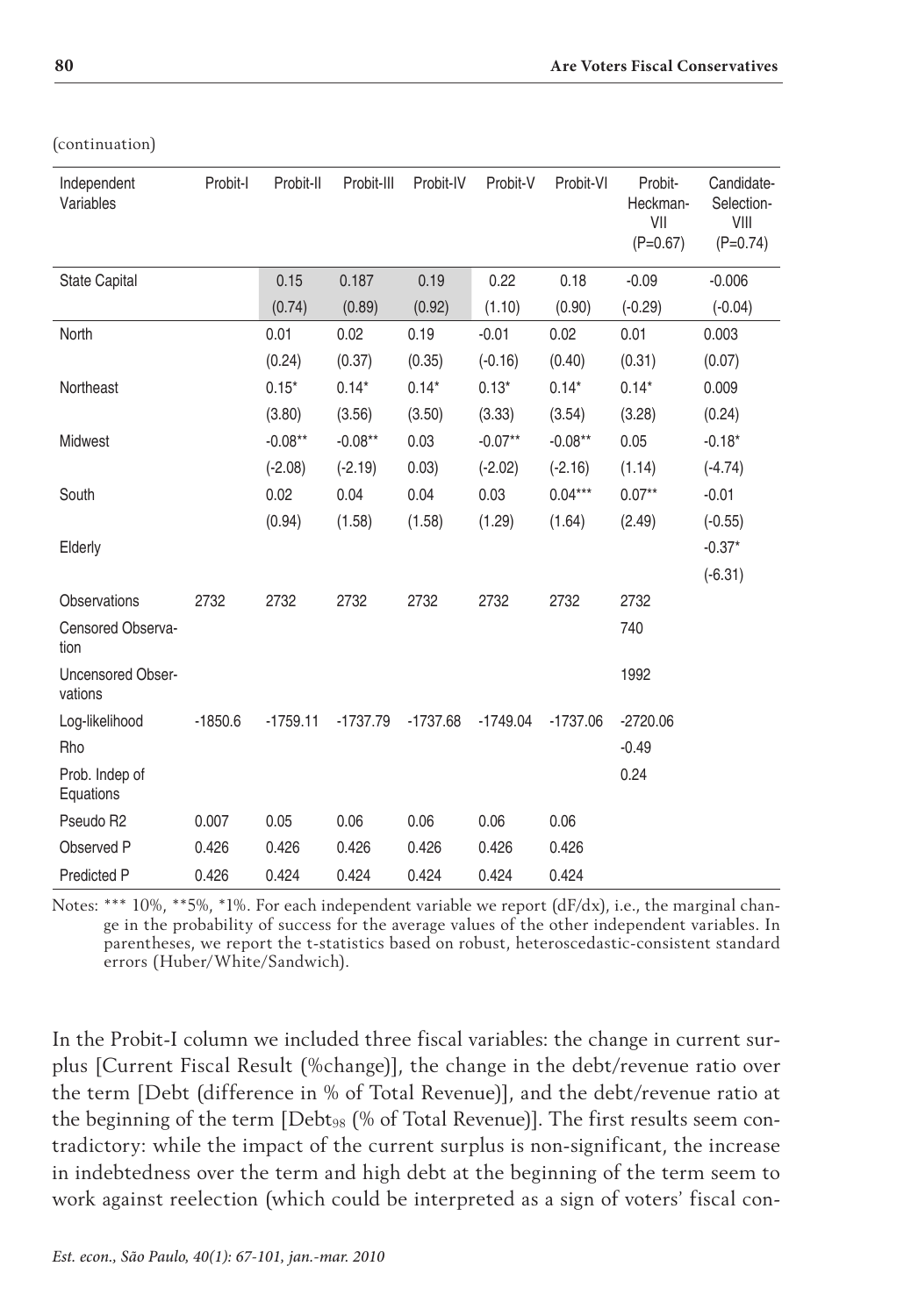(continuation)

| Independent Variables | Probit-I | Probit-II | Probit-III | Probit-IV | Probit-V | Probit-VI | Probit-Heckman-VII (P=0.67) | Candidate-Selection-VIII (P=0.74) |
|---|---|---|---|---|---|---|---|---|
| State Capital | | 0.15 | 0.187 | 0.19 | 0.22 | 0.18 | -0.09 | -0.006 |
| | | (0.74) | (0.89) | (0.92) | (1.10) | (0.90) | (-0.29) | (-0.04) |
| North | | 0.01 | 0.02 | 0.19 | -0.01 | 0.02 | 0.01 | 0.003 |
| | | (0.24) | (0.37) | (0.35) | (-0.16) | (0.40) | (0.31) | (0.07) |
| Northeast | | 0.15* | 0.14* | 0.14* | 0.13* | 0.14* | 0.14* | 0.009 |
| | | (3.80) | (3.56) | (3.50) | (3.33) | (3.54) | (3.28) | (0.24) |
| Midwest | | -0.08** | -0.08** | 0.03 | -0.07** | -0.08** | 0.05 | -0.18* |
| | | (-2.08) | (-2.19) | 0.03) | (-2.02) | (-2.16) | (1.14) | (-4.74) |
| South | | 0.02 | 0.04 | 0.04 | 0.03 | 0.04*** | 0.07** | -0.01 |
| | | (0.94) | (1.58) | (1.58) | (1.29) | (1.64) | (2.49) | (-0.55) |
| Elderly | | | | | | | | -0.37* |
| | | | | | | | | (-6.31) |
| Observations | 2732 | 2732 | 2732 | 2732 | 2732 | 2732 | 2732 | |
| Censored Observation | | | | | | | 740 | |
| Uncensored Observations | | | | | | | 1992 | |
| Log-likelihood | -1850.6 | -1759.11 | -1737.79 | -1737.68 | -1749.04 | -1737.06 | -2720.06 | |
| Rho | | | | | | | -0.49 | |
| Prob. Indep of Equations | | | | | | | 0.24 | |
| Pseudo R2 | 0.007 | 0.05 | 0.06 | 0.06 | 0.06 | 0.06 | | |
| Observed P | 0.426 | 0.426 | 0.426 | 0.426 | 0.426 | 0.426 | | |
| Predicted P | 0.426 | 0.424 | 0.424 | 0.424 | 0.424 | 0.424 | | |

Notes: *** 10%, **5%, *1%. For each independent variable we report (dF/dx), i.e., the marginal change in the probability of success for the average values of the other independent variables. In parentheses, we report the t-statistics based on robust, heteroscedastic-consistent standard errors (Huber/White/Sandwich).

In the Probit-I column we included three fiscal variables: the change in current surplus [Current Fiscal Result (%change)], the change in the debt/revenue ratio over the term [Debt (difference in % of Total Revenue)], and the debt/revenue ratio at the beginning of the term [$\text{Debt}_{98}$ (% of Total Revenue)]. The first results seem contradictory: while the impact of the current surplus is non-significant, the increase in indebtedness over the term and high debt at the beginning of the term seem to work against reelection (which could be interpreted as a sign of voters' fiscal con-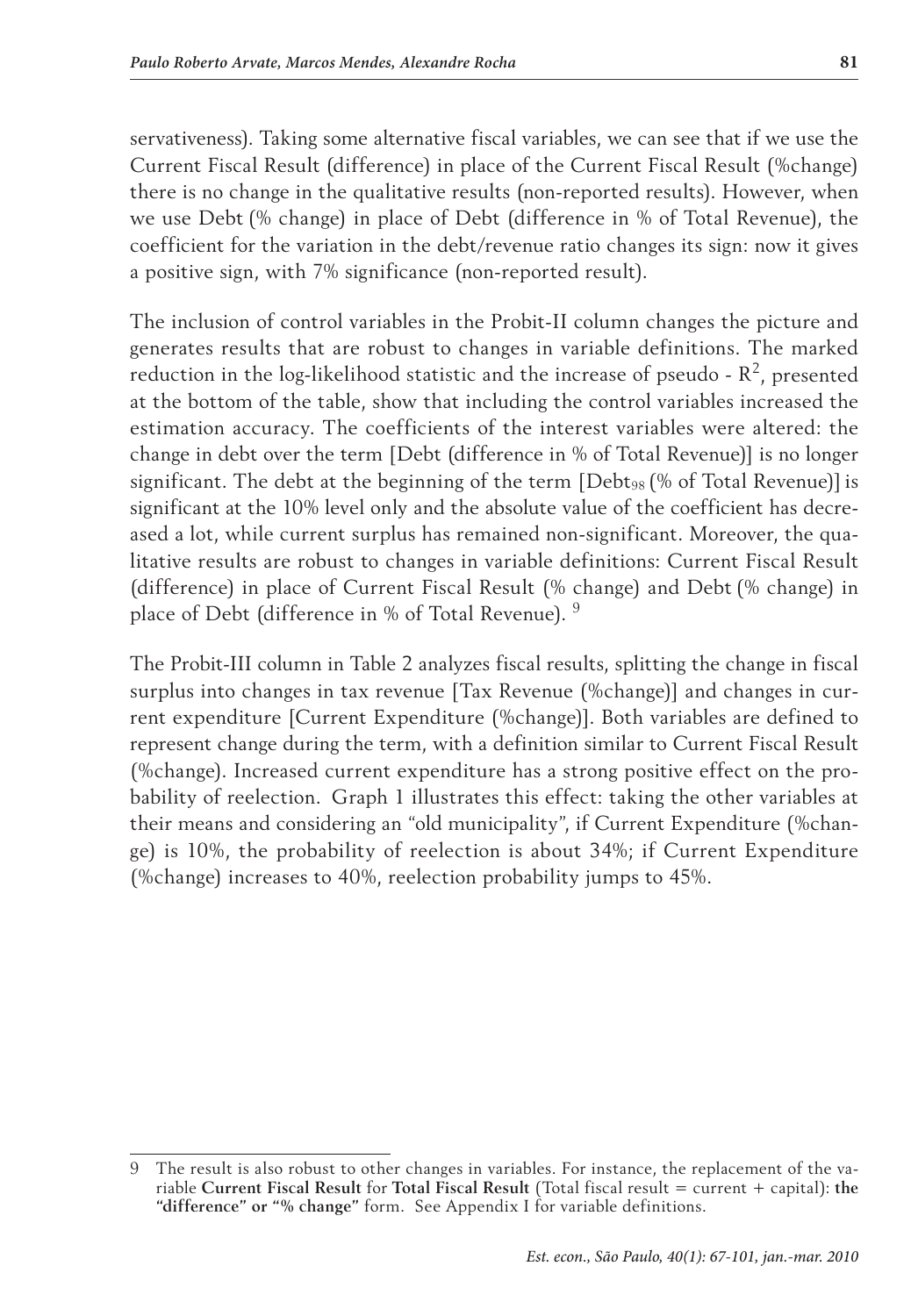servativeness). Taking some alternative fiscal variables, we can see that if we use the Current Fiscal Result (difference) in place of the Current Fiscal Result (%change) there is no change in the qualitative results (non-reported results). However, when we use Debt (% change) in place of Debt (difference in % of Total Revenue), the coefficient for the variation in the debt/revenue ratio changes its sign: now it gives a positive sign, with 7% significance (non-reported result).

The inclusion of control variables in the Probit-II column changes the picture and generates results that are robust to changes in variable definitions. The marked reduction in the log-likelihood statistic and the increase of pseudo - $R^2$, presented at the bottom of the table, show that including the control variables increased the estimation accuracy. The coefficients of the interest variables were altered: the change in debt over the term [Debt (difference in % of Total Revenue)] is no longer significant. The debt at the beginning of the term [$Debt_{98}$ (% of Total Revenue)] is significant at the 10% level only and the absolute value of the coefficient has decreased a lot, while current surplus has remained non-significant. Moreover, the qualitative results are robust to changes in variable definitions: Current Fiscal Result (difference) in place of Current Fiscal Result (% change) and Debt (% change) in place of Debt (difference in % of Total Revenue). [9]

The Probit-III column in Table 2 analyzes fiscal results, splitting the change in fiscal surplus into changes in tax revenue [Tax Revenue (%change)] and changes in current expenditure [Current Expenditure (%change)]. Both variables are defined to represent change during the term, with a definition similar to Current Fiscal Result (%change). Increased current expenditure has a strong positive effect on the probability of reelection. Graph 1 illustrates this effect: taking the other variables at their means and considering an "old municipality", if Current Expenditure (%change) is 10%, the probability of reelection is about 34%; if Current Expenditure (%change) increases to 40%, reelection probability jumps to 45%.

---

[9] The result is also robust to other changes in variables. For instance, the replacement of the variable **Current Fiscal Result** for **Total Fiscal Result** (Total fiscal result = current + capital): **the "difference" or "% change"** form. See Appendix I for variable definitions.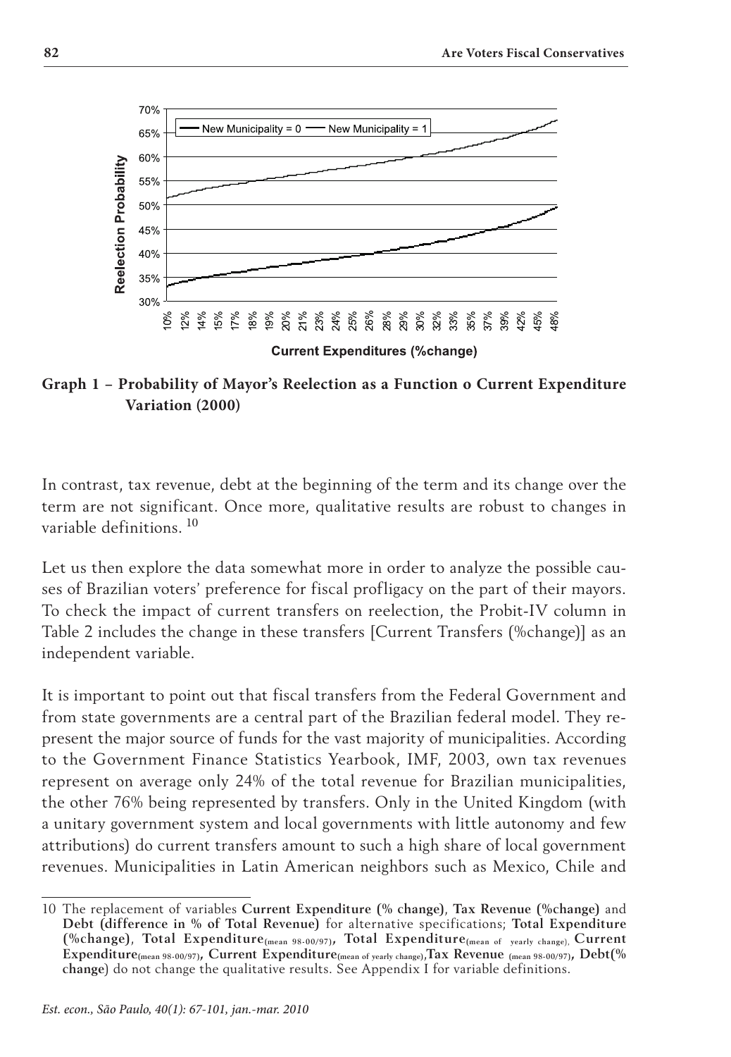**Graph 1 – Probability of Mayor's Reelection as a Function o Current Expenditure Variation (2000)**

In contrast, tax revenue, debt at the beginning of the term and its change over the term are not significant. Once more, qualitative results are robust to changes in variable definitions. [10]

Let us then explore the data somewhat more in order to analyze the possible causes of Brazilian voters' preference for fiscal profligacy on the part of their mayors. To check the impact of current transfers on reelection, the Probit-IV column in Table 2 includes the change in these transfers [Current Transfers (%change)] as an independent variable.

It is important to point out that fiscal transfers from the Federal Government and from state governments are a central part of the Brazilian federal model. They represent the major source of funds for the vast majority of municipalities. According to the Government Finance Statistics Yearbook, IMF, 2003, own tax revenues represent on average only 24% of the total revenue for Brazilian municipalities, the other 76% being represented by transfers. Only in the United Kingdom (with a unitary government system and local governments with little autonomy and few attributions) do current transfers amount to such a high share of local government revenues. Municipalities in Latin American neighbors such as Mexico, Chile and

---

10 The replacement of variables **Current Expenditure (% change)**, **Tax Revenue (%change)** and **Debt (difference in % of Total Revenue)** for alternative specifications; **Total Expenditure (%change)**, **Total Expenditure$_{\text{(mean 98-00/97)}}$**, **Total Expenditure$_{\text{(mean of yearly change)}}$**, **Current Expenditure$_{\text{(mean 98-00/97)}}$**, **Current Expenditure$_{\text{(mean of yearly change)}}$**, **Tax Revenue $_{\text{(mean 98-00/97)}}$**, **Debt(% change)** do not change the qualitative results. See Appendix I for variable definitions.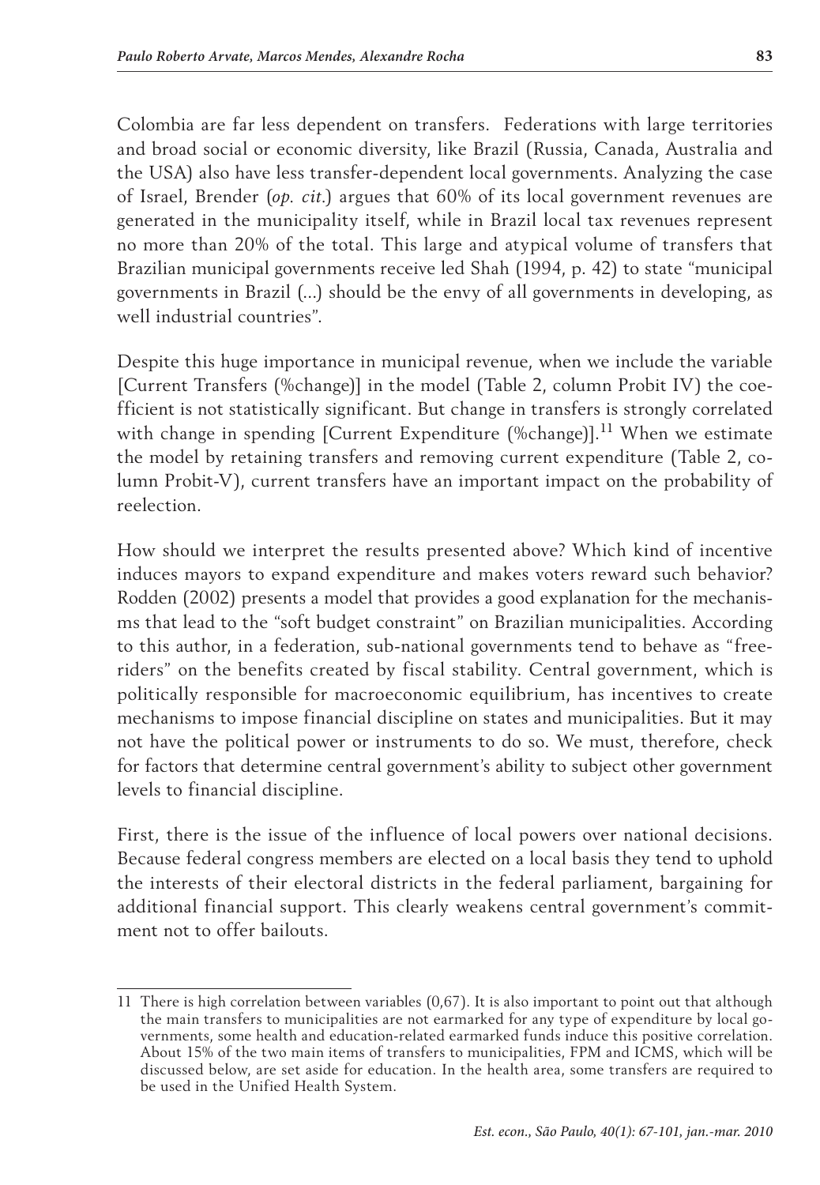Colombia are far less dependent on transfers. Federations with large territories and broad social or economic diversity, like Brazil (Russia, Canada, Australia and the USA) also have less transfer-dependent local governments. Analyzing the case of Israel, Brender (*op. cit.*) argues that 60% of its local government revenues are generated in the municipality itself, while in Brazil local tax revenues represent no more than 20% of the total. This large and atypical volume of transfers that Brazilian municipal governments receive led Shah (1994, p. 42) to state "municipal governments in Brazil (...) should be the envy of all governments in developing, as well industrial countries".

Despite this huge importance in municipal revenue, when we include the variable [Current Transfers (%change)] in the model (Table 2, column Probit IV) the coefficient is not statistically significant. But change in transfers is strongly correlated with change in spending [Current Expenditure (%change)].[11] When we estimate the model by retaining transfers and removing current expenditure (Table 2, column Probit-V), current transfers have an important impact on the probability of reelection.

How should we interpret the results presented above? Which kind of incentive induces mayors to expand expenditure and makes voters reward such behavior? Rodden (2002) presents a model that provides a good explanation for the mechanisms that lead to the "soft budget constraint" on Brazilian municipalities. According to this author, in a federation, sub-national governments tend to behave as "free-riders" on the benefits created by fiscal stability. Central government, which is politically responsible for macroeconomic equilibrium, has incentives to create mechanisms to impose financial discipline on states and municipalities. But it may not have the political power or instruments to do so. We must, therefore, check for factors that determine central government's ability to subject other government levels to financial discipline.

First, there is the issue of the influence of local powers over national decisions. Because federal congress members are elected on a local basis they tend to uphold the interests of their electoral districts in the federal parliament, bargaining for additional financial support. This clearly weakens central government's commitment not to offer bailouts.

---

11 There is high correlation between variables (0,67). It is also important to point out that although the main transfers to municipalities are not earmarked for any type of expenditure by local governments, some health and education-related earmarked funds induce this positive correlation. About 15% of the two main items of transfers to municipalities, FPM and ICMS, which will be discussed below, are set aside for education. In the health area, some transfers are required to be used in the Unified Health System.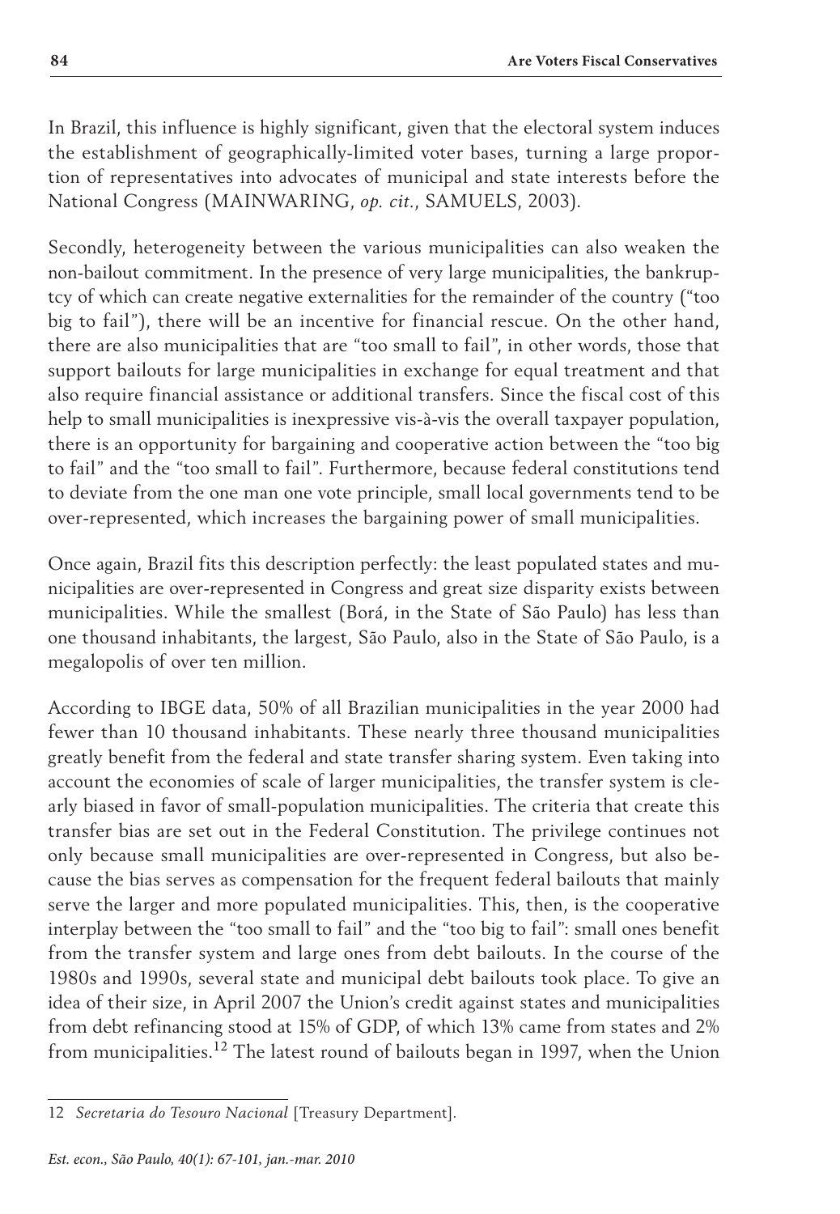In Brazil, this influence is highly significant, given that the electoral system induces the establishment of geographically-limited voter bases, turning a large proportion of representatives into advocates of municipal and state interests before the National Congress (MAINWARING, *op. cit.*, SAMUELS, 2003).

Secondly, heterogeneity between the various municipalities can also weaken the non-bailout commitment. In the presence of very large municipalities, the bankruptcy of which can create negative externalities for the remainder of the country ("too big to fail"), there will be an incentive for financial rescue. On the other hand, there are also municipalities that are "too small to fail", in other words, those that support bailouts for large municipalities in exchange for equal treatment and that also require financial assistance or additional transfers. Since the fiscal cost of this help to small municipalities is inexpressive vis-à-vis the overall taxpayer population, there is an opportunity for bargaining and cooperative action between the "too big to fail" and the "too small to fail". Furthermore, because federal constitutions tend to deviate from the one man one vote principle, small local governments tend to be over-represented, which increases the bargaining power of small municipalities.

Once again, Brazil fits this description perfectly: the least populated states and municipalities are over-represented in Congress and great size disparity exists between municipalities. While the smallest (Borá, in the State of São Paulo) has less than one thousand inhabitants, the largest, São Paulo, also in the State of São Paulo, is a megalopolis of over ten million.

According to IBGE data, 50% of all Brazilian municipalities in the year 2000 had fewer than 10 thousand inhabitants. These nearly three thousand municipalities greatly benefit from the federal and state transfer sharing system. Even taking into account the economies of scale of larger municipalities, the transfer system is clearly biased in favor of small-population municipalities. The criteria that create this transfer bias are set out in the Federal Constitution. The privilege continues not only because small municipalities are over-represented in Congress, but also because the bias serves as compensation for the frequent federal bailouts that mainly serve the larger and more populated municipalities. This, then, is the cooperative interplay between the "too small to fail" and the "too big to fail": small ones benefit from the transfer system and large ones from debt bailouts. In the course of the 1980s and 1990s, several state and municipal debt bailouts took place. To give an idea of their size, in April 2007 the Union's credit against states and municipalities from debt refinancing stood at 15% of GDP, of which 13% came from states and 2% from municipalities.[12] The latest round of bailouts began in 1997, when the Union

12 *Secretaria do Tesouro Nacional* [Treasury Department].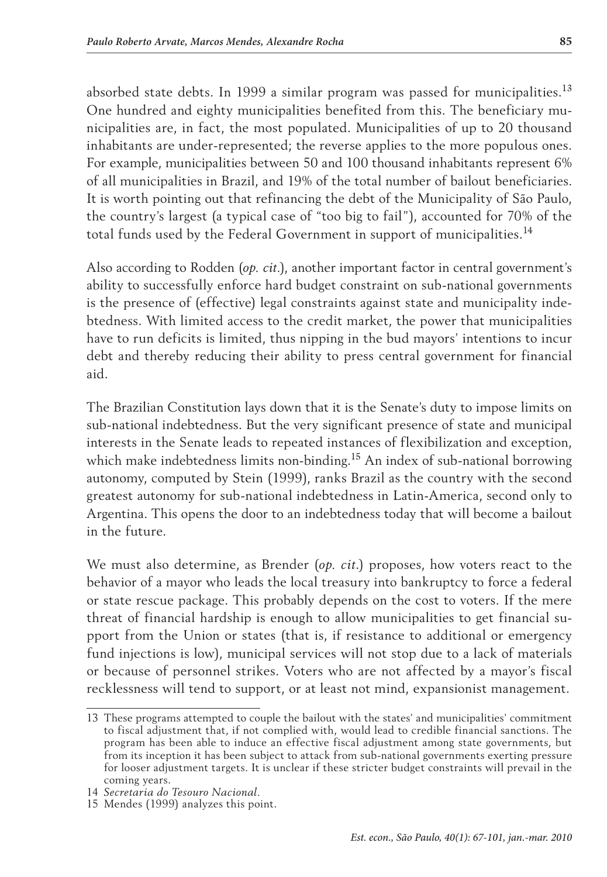absorbed state debts. In 1999 a similar program was passed for municipalities.[13] One hundred and eighty municipalities benefited from this. The beneficiary municipalities are, in fact, the most populated. Municipalities of up to 20 thousand inhabitants are under-represented; the reverse applies to the more populous ones. For example, municipalities between 50 and 100 thousand inhabitants represent 6% of all municipalities in Brazil, and 19% of the total number of bailout beneficiaries. It is worth pointing out that refinancing the debt of the Municipality of São Paulo, the country's largest (a typical case of "too big to fail"), accounted for 70% of the total funds used by the Federal Government in support of municipalities.[14]

Also according to Rodden (*op. cit.*), another important factor in central government's ability to successfully enforce hard budget constraint on sub-national governments is the presence of (effective) legal constraints against state and municipality indebtedness. With limited access to the credit market, the power that municipalities have to run deficits is limited, thus nipping in the bud mayors' intentions to incur debt and thereby reducing their ability to press central government for financial aid.

The Brazilian Constitution lays down that it is the Senate's duty to impose limits on sub-national indebtedness. But the very significant presence of state and municipal interests in the Senate leads to repeated instances of flexibilization and exception, which make indebtedness limits non-binding.[15] An index of sub-national borrowing autonomy, computed by Stein (1999), ranks Brazil as the country with the second greatest autonomy for sub-national indebtedness in Latin-America, second only to Argentina. This opens the door to an indebtedness today that will become a bailout in the future.

We must also determine, as Brender (*op. cit.*) proposes, how voters react to the behavior of a mayor who leads the local treasury into bankruptcy to force a federal or state rescue package. This probably depends on the cost to voters. If the mere threat of financial hardship is enough to allow municipalities to get financial support from the Union or states (that is, if resistance to additional or emergency fund injections is low), municipal services will not stop due to a lack of materials or because of personnel strikes. Voters who are not affected by a mayor's fiscal recklessness will tend to support, or at least not mind, expansionist management.

---

13 These programs attempted to couple the bailout with the states' and municipalities' commitment to fiscal adjustment that, if not complied with, would lead to credible financial sanctions. The program has been able to induce an effective fiscal adjustment among state governments, but from its inception it has been subject to attack from sub-national governments exerting pressure for looser adjustment targets. It is unclear if these stricter budget constraints will prevail in the coming years.

14 *Secretaria do Tesouro Nacional.*

15 Mendes (1999) analyzes this point.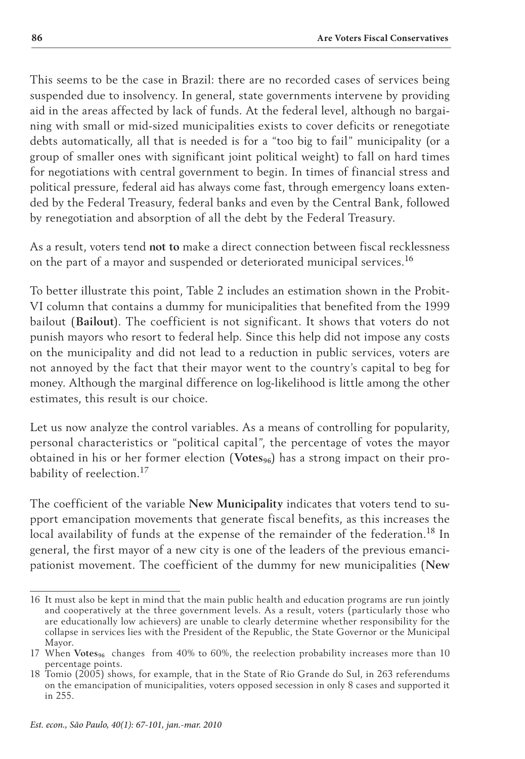This seems to be the case in Brazil: there are no recorded cases of services being suspended due to insolvency. In general, state governments intervene by providing aid in the areas affected by lack of funds. At the federal level, although no bargaining with small or mid-sized municipalities exists to cover deficits or renegotiate debts automatically, all that is needed is for a "too big to fail" municipality (or a group of smaller ones with significant joint political weight) to fall on hard times for negotiations with central government to begin. In times of financial stress and political pressure, federal aid has always come fast, through emergency loans extended by the Federal Treasury, federal banks and even by the Central Bank, followed by renegotiation and absorption of all the debt by the Federal Treasury.

As a result, voters tend **not to** make a direct connection between fiscal recklessness on the part of a mayor and suspended or deteriorated municipal services.[16]

To better illustrate this point, Table 2 includes an estimation shown in the Probit-VI column that contains a dummy for municipalities that benefited from the 1999 bailout (**Bailout**). The coefficient is not significant. It shows that voters do not punish mayors who resort to federal help. Since this help did not impose any costs on the municipality and did not lead to a reduction in public services, voters are not annoyed by the fact that their mayor went to the country's capital to beg for money. Although the marginal difference on log-likelihood is little among the other estimates, this result is our choice.

Let us now analyze the control variables. As a means of controlling for popularity, personal characteristics or "political capital", the percentage of votes the mayor obtained in his or her former election (**Votes$_{96}$**) has a strong impact on their probability of reelection.[17]

The coefficient of the variable **New Municipality** indicates that voters tend to support emancipation movements that generate fiscal benefits, as this increases the local availability of funds at the expense of the remainder of the federation.[18] In general, the first mayor of a new city is one of the leaders of the previous emancipationist movement. The coefficient of the dummy for new municipalities (**New**

---

16 It must also be kept in mind that the main public health and education programs are run jointly and cooperatively at the three government levels. As a result, voters (particularly those who are educationally low achievers) are unable to clearly determine whether responsibility for the collapse in services lies with the President of the Republic, the State Governor or the Municipal Mayor.

17 When **Votes$_{96}$** changes from 40% to 60%, the reelection probability increases more than 10 percentage points.

18 Tomio (2005) shows, for example, that in the State of Rio Grande do Sul, in 263 referendums on the emancipation of municipalities, voters opposed secession in only 8 cases and supported it in 255.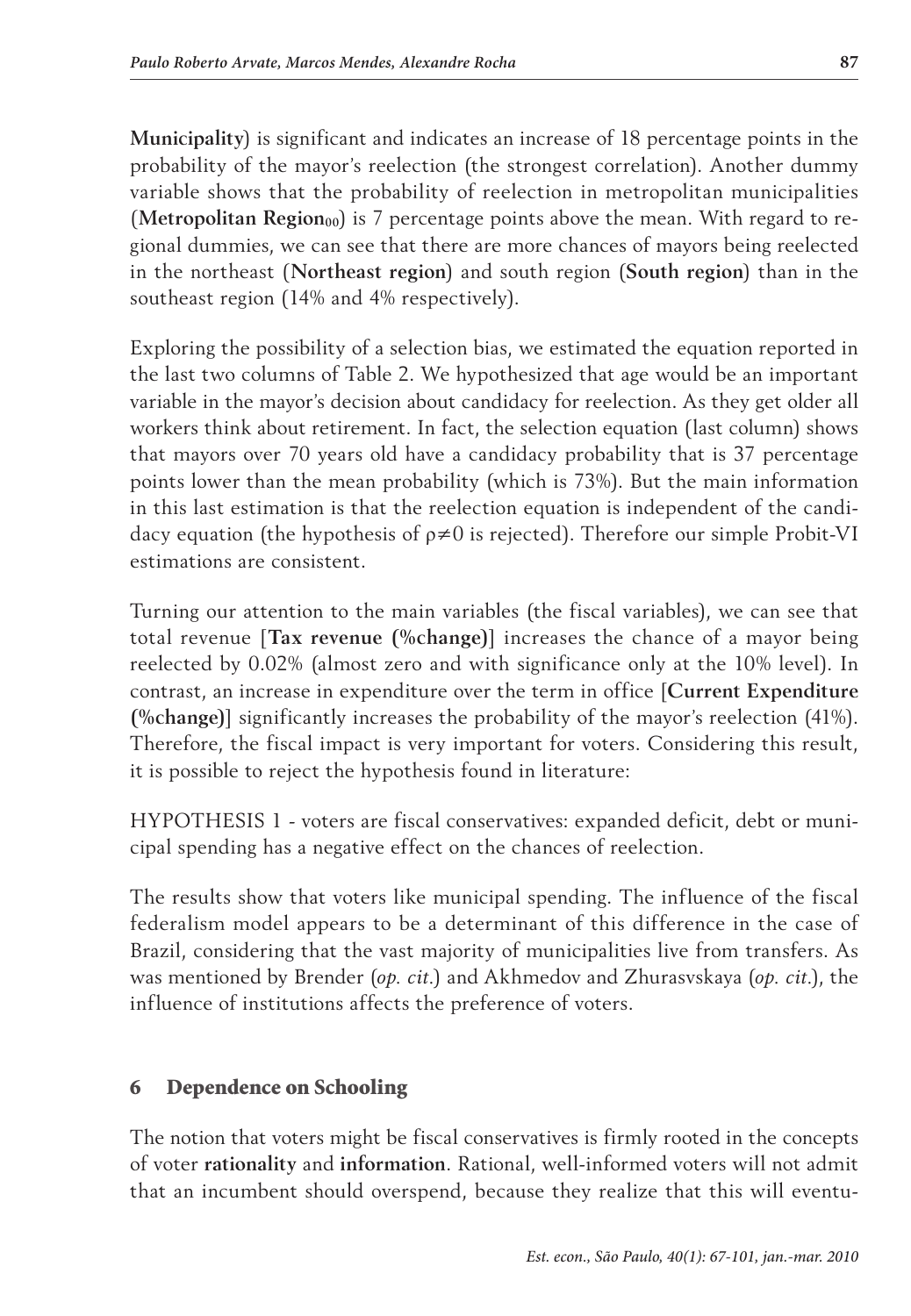**Municipality**) is significant and indicates an increase of 18 percentage points in the probability of the mayor's reelection (the strongest correlation). Another dummy variable shows that the probability of reelection in metropolitan municipalities (**Metropolitan Region$_{00}$**) is 7 percentage points above the mean. With regard to regional dummies, we can see that there are more chances of mayors being reelected in the northeast (**Northeast region**) and south region (**South region**) than in the southeast region (14% and 4% respectively).

Exploring the possibility of a selection bias, we estimated the equation reported in the last two columns of Table 2. We hypothesized that age would be an important variable in the mayor's decision about candidacy for reelection. As they get older all workers think about retirement. In fact, the selection equation (last column) shows that mayors over 70 years old have a candidacy probability that is 37 percentage points lower than the mean probability (which is 73%). But the main information in this last estimation is that the reelection equation is independent of the candidacy equation (the hypothesis of $\rho \neq 0$ is rejected). Therefore our simple Probit-VI estimations are consistent.

Turning our attention to the main variables (the fiscal variables), we can see that total revenue [**Tax revenue (%change)**] increases the chance of a mayor being reelected by 0.02% (almost zero and with significance only at the 10% level). In contrast, an increase in expenditure over the term in office [**Current Expenditure (%change)**] significantly increases the probability of the mayor's reelection (41%). Therefore, the fiscal impact is very important for voters. Considering this result, it is possible to reject the hypothesis found in literature:

HYPOTHESIS 1 - voters are fiscal conservatives: expanded deficit, debt or municipal spending has a negative effect on the chances of reelection.

The results show that voters like municipal spending. The influence of the fiscal federalism model appears to be a determinant of this difference in the case of Brazil, considering that the vast majority of municipalities live from transfers. As was mentioned by Brender (*op. cit.*) and Akhmedov and Zhurasvskaya (*op. cit.*), the influence of institutions affects the preference of voters.

## 6 Dependence on Schooling

The notion that voters might be fiscal conservatives is firmly rooted in the concepts of voter **rationality** and **information**. Rational, well-informed voters will not admit that an incumbent should overspend, because they realize that this will eventu-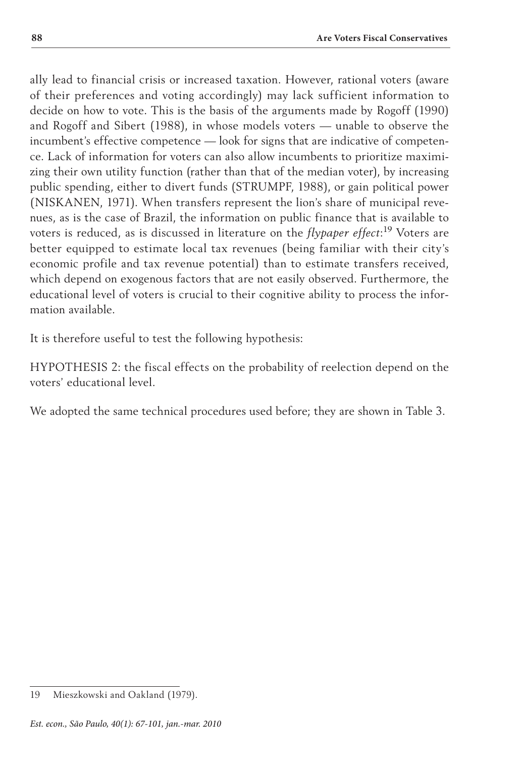ally lead to financial crisis or increased taxation. However, rational voters (aware of their preferences and voting accordingly) may lack sufficient information to decide on how to vote. This is the basis of the arguments made by Rogoff (1990) and Rogoff and Sibert (1988), in whose models voters — unable to observe the incumbent's effective competence — look for signs that are indicative of competence. Lack of information for voters can also allow incumbents to prioritize maximizing their own utility function (rather than that of the median voter), by increasing public spending, either to divert funds (STRUMPF, 1988), or gain political power (NISKANEN, 1971). When transfers represent the lion's share of municipal revenues, as is the case of Brazil, the information on public finance that is available to voters is reduced, as is discussed in literature on the *flypaper effect*:[19] Voters are better equipped to estimate local tax revenues (being familiar with their city's economic profile and tax revenue potential) than to estimate transfers received, which depend on exogenous factors that are not easily observed. Furthermore, the educational level of voters is crucial to their cognitive ability to process the information available.

It is therefore useful to test the following hypothesis:

HYPOTHESIS 2: the fiscal effects on the probability of reelection depend on the voters' educational level.

We adopted the same technical procedures used before; they are shown in Table 3.

---

19 Mieszkowski and Oakland (1979).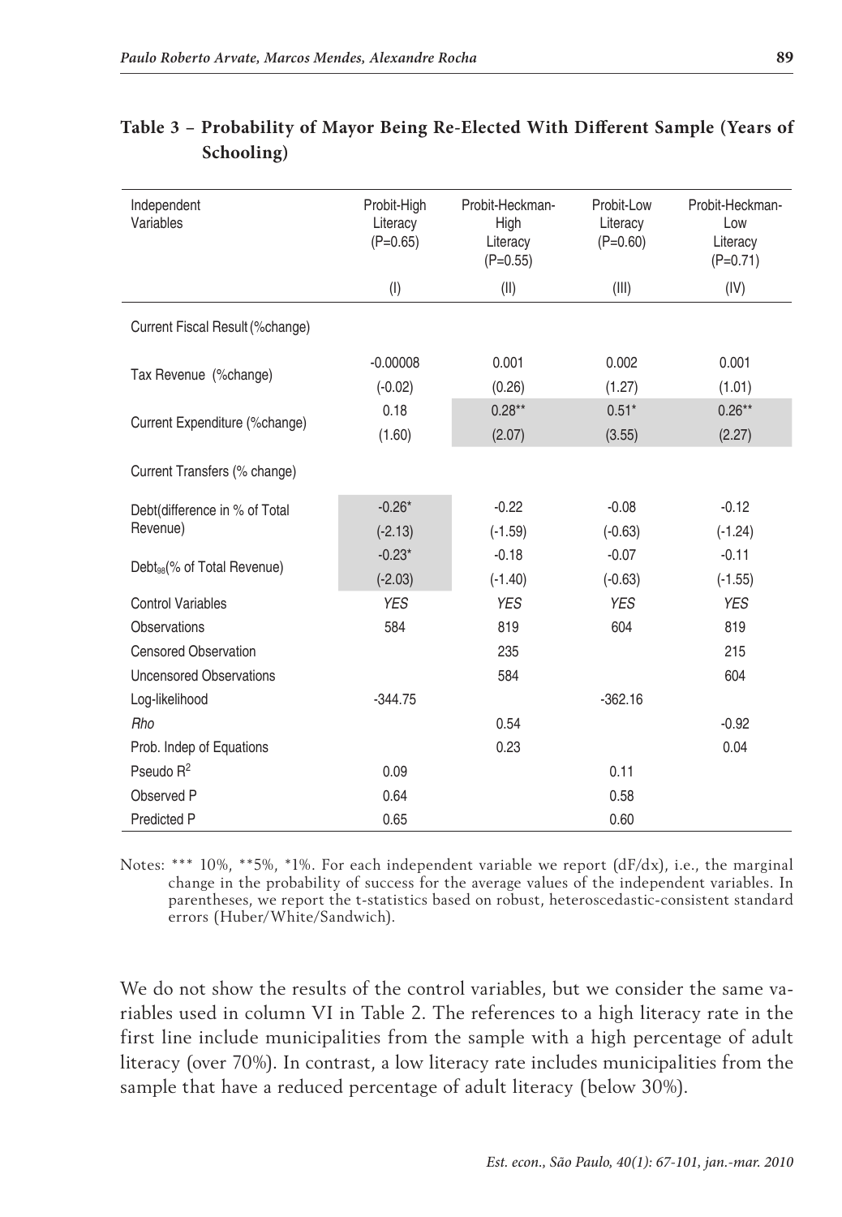**Table 3 – Probability of Mayor Being Re-Elected With Different Sample (Years of Schooling)**

| Independent Variables | Probit-High Literacy (P=0.65) | Probit-Heckman-High Literacy (P=0.55) | Probit-Low Literacy (P=0.60) | Probit-Heckman-Low Literacy (P=0.71) |
|---|---|---|---|---|
| | (I) | (II) | (III) | (IV) |
| Current Fiscal Result (%change) | | | | |
| Tax Revenue (%change) | -0.00008 | 0.001 | 0.002 | 0.001 |
| | (-0.02) | (0.26) | (1.27) | (1.01) |
| Current Expenditure (%change) | 0.18 | 0.28** | 0.51* | 0.26** |
| | (1.60) | (2.07) | (3.55) | (2.27) |
| Current Transfers (% change) | | | | |
| Debt(difference in % of Total Revenue) | -0.26* | -0.22 | -0.08 | -0.12 |
| | (-2.13) | (-1.59) | (-0.63) | (-1.24) |
| $Debt_{98}$(% of Total Revenue) | -0.23* | -0.18 | -0.07 | -0.11 |
| | (-2.03) | (-1.40) | (-0.63) | (-1.55) |
| Control Variables | *YES* | *YES* | *YES* | *YES* |
| Observations | 584 | 819 | 604 | 819 |
| Censored Observation | | 235 | | 215 |
| Uncensored Observations | | 584 | | 604 |
| Log-likelihood | -344.75 | | -362.16 | |
| *Rho* | | 0.54 | | -0.92 |
| Prob. Indep of Equations | | 0.23 | | 0.04 |
| Pseudo $R^2$ | 0.09 | | 0.11 | |
| Observed P | 0.64 | | 0.58 | |
| Predicted P | 0.65 | | 0.60 | |

Notes: *** 10%, **5%, *1%. For each independent variable we report (dF/dx), i.e., the marginal change in the probability of success for the average values of the independent variables. In parentheses, we report the t-statistics based on robust, heteroscedastic-consistent standard errors (Huber/White/Sandwich).

We do not show the results of the control variables, but we consider the same variables used in column VI in Table 2. The references to a high literacy rate in the first line include municipalities from the sample with a high percentage of adult literacy (over 70%). In contrast, a low literacy rate includes municipalities from the sample that have a reduced percentage of adult literacy (below 30%).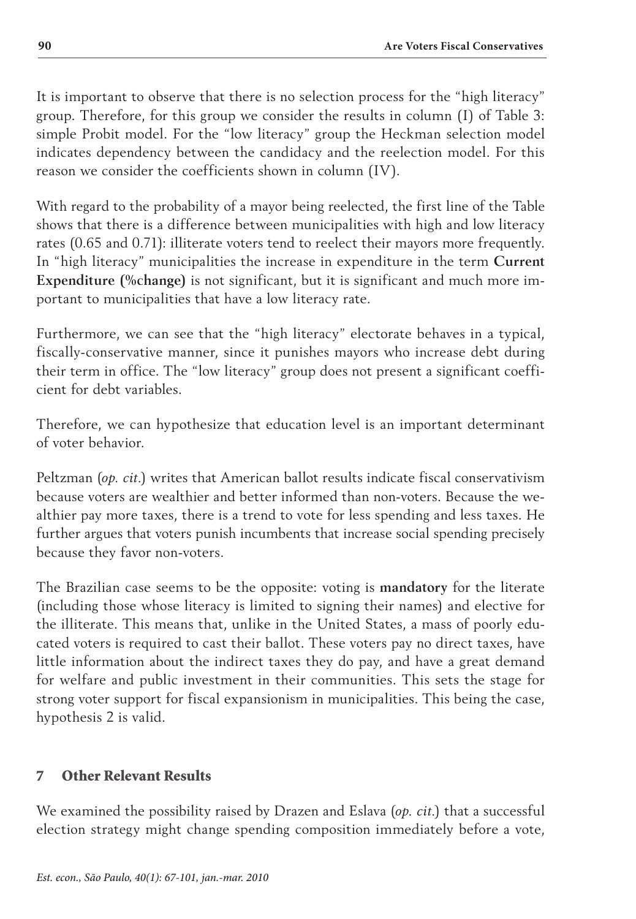It is important to observe that there is no selection process for the "high literacy" group. Therefore, for this group we consider the results in column (I) of Table 3: simple Probit model. For the "low literacy" group the Heckman selection model indicates dependency between the candidacy and the reelection model. For this reason we consider the coefficients shown in column (IV).

With regard to the probability of a mayor being reelected, the first line of the Table shows that there is a difference between municipalities with high and low literacy rates (0.65 and 0.71): illiterate voters tend to reelect their mayors more frequently. In "high literacy" municipalities the increase in expenditure in the term **Current Expenditure (%change)** is not significant, but it is significant and much more important to municipalities that have a low literacy rate.

Furthermore, we can see that the "high literacy" electorate behaves in a typical, fiscally-conservative manner, since it punishes mayors who increase debt during their term in office. The "low literacy" group does not present a significant coefficient for debt variables.

Therefore, we can hypothesize that education level is an important determinant of voter behavior.

Peltzman (*op. cit.*) writes that American ballot results indicate fiscal conservativism because voters are wealthier and better informed than non-voters. Because the wealthier pay more taxes, there is a trend to vote for less spending and less taxes. He further argues that voters punish incumbents that increase social spending precisely because they favor non-voters.

The Brazilian case seems to be the opposite: voting is **mandatory** for the literate (including those whose literacy is limited to signing their names) and elective for the illiterate. This means that, unlike in the United States, a mass of poorly educated voters is required to cast their ballot. These voters pay no direct taxes, have little information about the indirect taxes they do pay, and have a great demand for welfare and public investment in their communities. This sets the stage for strong voter support for fiscal expansionism in municipalities. This being the case, hypothesis 2 is valid.

## 7 Other Relevant Results

We examined the possibility raised by Drazen and Eslava (*op. cit.*) that a successful election strategy might change spending composition immediately before a vote,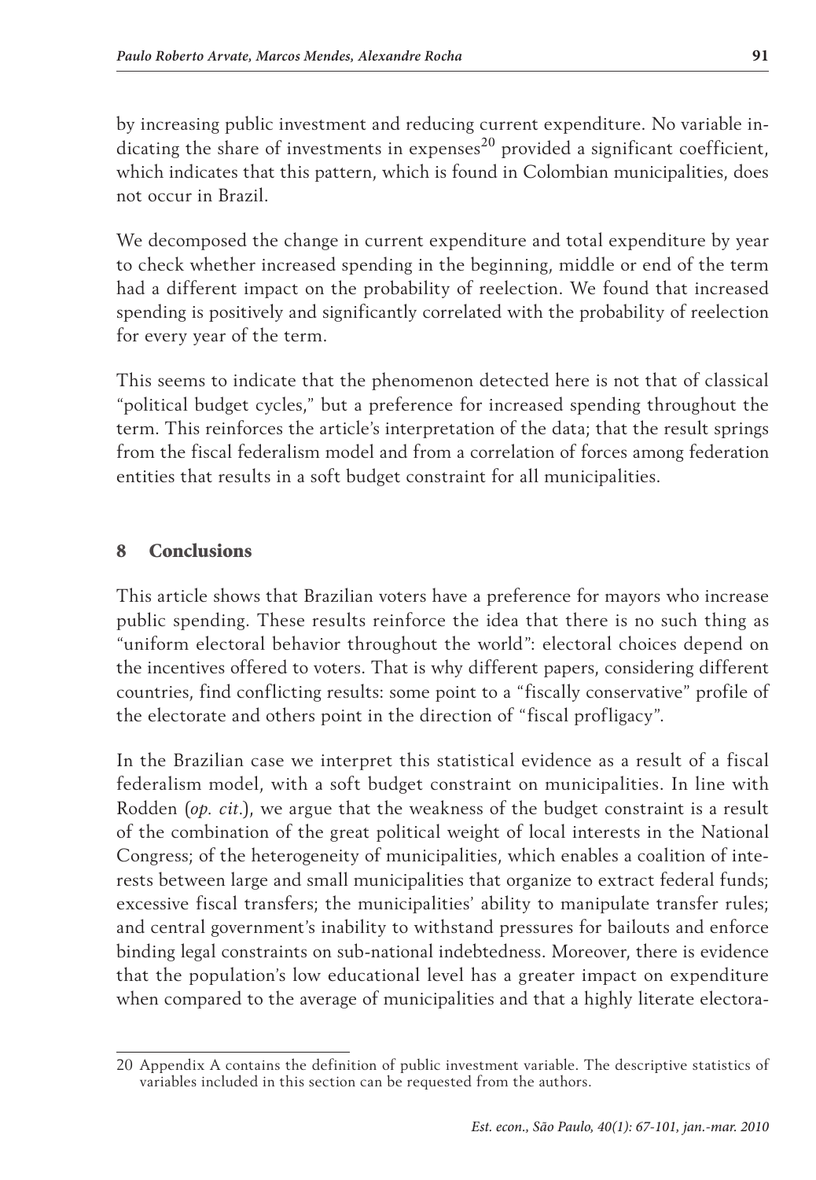by increasing public investment and reducing current expenditure. No variable indicating the share of investments in expenses[20] provided a significant coefficient, which indicates that this pattern, which is found in Colombian municipalities, does not occur in Brazil.

We decomposed the change in current expenditure and total expenditure by year to check whether increased spending in the beginning, middle or end of the term had a different impact on the probability of reelection. We found that increased spending is positively and significantly correlated with the probability of reelection for every year of the term.

This seems to indicate that the phenomenon detected here is not that of classical "political budget cycles," but a preference for increased spending throughout the term. This reinforces the article's interpretation of the data; that the result springs from the fiscal federalism model and from a correlation of forces among federation entities that results in a soft budget constraint for all municipalities.

## 8 Conclusions

This article shows that Brazilian voters have a preference for mayors who increase public spending. These results reinforce the idea that there is no such thing as "uniform electoral behavior throughout the world": electoral choices depend on the incentives offered to voters. That is why different papers, considering different countries, find conflicting results: some point to a "fiscally conservative" profile of the electorate and others point in the direction of "fiscal profligacy".

In the Brazilian case we interpret this statistical evidence as a result of a fiscal federalism model, with a soft budget constraint on municipalities. In line with Rodden (*op. cit.*), we argue that the weakness of the budget constraint is a result of the combination of the great political weight of local interests in the National Congress; of the heterogeneity of municipalities, which enables a coalition of interests between large and small municipalities that organize to extract federal funds; excessive fiscal transfers; the municipalities' ability to manipulate transfer rules; and central government's inability to withstand pressures for bailouts and enforce binding legal constraints on sub-national indebtedness. Moreover, there is evidence that the population's low educational level has a greater impact on expenditure when compared to the average of municipalities and that a highly literate electora-

[20] Appendix A contains the definition of public investment variable. The descriptive statistics of variables included in this section can be requested from the authors.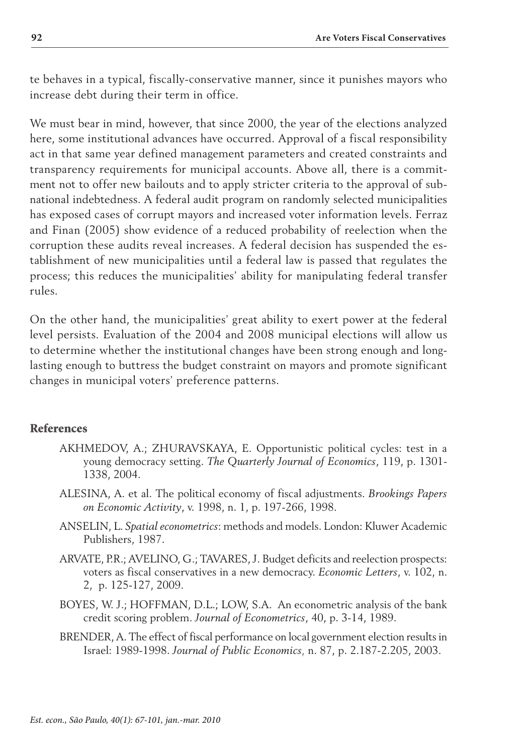te behaves in a typical, fiscally-conservative manner, since it punishes mayors who increase debt during their term in office.

We must bear in mind, however, that since 2000, the year of the elections analyzed here, some institutional advances have occurred. Approval of a fiscal responsibility act in that same year defined management parameters and created constraints and transparency requirements for municipal accounts. Above all, there is a commitment not to offer new bailouts and to apply stricter criteria to the approval of subnational indebtedness. A federal audit program on randomly selected municipalities has exposed cases of corrupt mayors and increased voter information levels. Ferraz and Finan (2005) show evidence of a reduced probability of reelection when the corruption these audits reveal increases. A federal decision has suspended the establishment of new municipalities until a federal law is passed that regulates the process; this reduces the municipalities' ability for manipulating federal transfer rules.

On the other hand, the municipalities' great ability to exert power at the federal level persists. Evaluation of the 2004 and 2008 municipal elections will allow us to determine whether the institutional changes have been strong enough and long-lasting enough to buttress the budget constraint on mayors and promote significant changes in municipal voters' preference patterns.

## References

AKHMEDOV, A.; ZHURAVSKAYA, E. Opportunistic political cycles: test in a young democracy setting. *The Quarterly Journal of Economics*, 119, p. 1301-1338, 2004.

ALESINA, A. et al. The political economy of fiscal adjustments. *Brookings Papers on Economic Activity*, v. 1998, n. 1, p. 197-266, 1998.

ANSELIN, L. *Spatial econometrics*: methods and models. London: Kluwer Academic Publishers, 1987.

ARVATE, P.R.; AVELINO, G.; TAVARES, J. Budget deficits and reelection prospects: voters as fiscal conservatives in a new democracy. *Economic Letters*, v. 102, n. 2, p. 125-127, 2009.

BOYES, W. J.; HOFFMAN, D.L.; LOW, S.A. An econometric analysis of the bank credit scoring problem. *Journal of Econometrics*, 40, p. 3-14, 1989.

BRENDER, A. The effect of fiscal performance on local government election results in Israel: 1989-1998. *Journal of Public Economics*, n. 87, p. 2.187-2.205, 2003.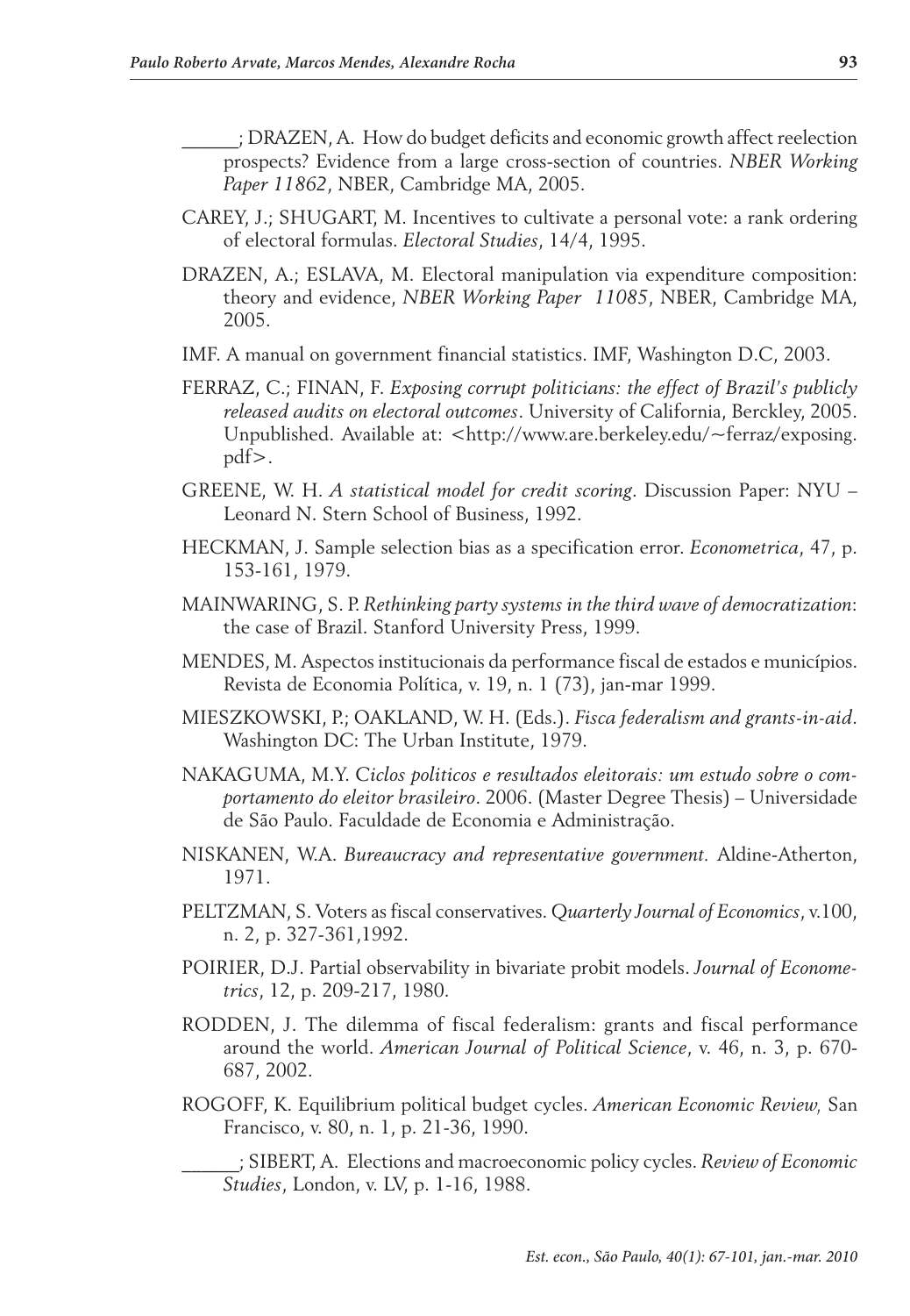______; DRAZEN, A. How do budget deficits and economic growth affect reelection prospects? Evidence from a large cross-section of countries. *NBER Working Paper 11862*, NBER, Cambridge MA, 2005.

CAREY, J.; SHUGART, M. Incentives to cultivate a personal vote: a rank ordering of electoral formulas. *Electoral Studies*, 14/4, 1995.

DRAZEN, A.; ESLAVA, M. Electoral manipulation via expenditure composition: theory and evidence, *NBER Working Paper 11085*, NBER, Cambridge MA, 2005.

IMF. A manual on government financial statistics. IMF, Washington D.C, 2003.

FERRAZ, C.; FINAN, F. *Exposing corrupt politicians: the effect of Brazil's publicly released audits on electoral outcomes*. University of California, Berckley, 2005. Unpublished. Available at: <http://www.are.berkeley.edu/~ferraz/exposing.pdf>.

GREENE, W. H. *A statistical model for credit scoring*. Discussion Paper: NYU – Leonard N. Stern School of Business, 1992.

HECKMAN, J. Sample selection bias as a specification error. *Econometrica*, 47, p. 153-161, 1979.

MAINWARING, S. P. *Rethinking party systems in the third wave of democratization*: the case of Brazil. Stanford University Press, 1999.

MENDES, M. Aspectos institucionais da performance fiscal de estados e municípios. Revista de Economia Política, v. 19, n. 1 (73), jan-mar 1999.

MIESZKOWSKI, P.; OAKLAND, W. H. (Eds.). *Fisca federalism and grants-in-aid*. Washington DC: The Urban Institute, 1979.

NAKAGUMA, M.Y. C*iclos politicos e resultados eleitorais: um estudo sobre o comportamento do eleitor brasileiro*. 2006. (Master Degree Thesis) – Universidade de São Paulo. Faculdade de Economia e Administração.

NISKANEN, W.A. *Bureaucracy and representative government.* Aldine-Atherton, 1971.

PELTZMAN, S. Voters as fiscal conservatives. *Quarterly Journal of Economics*, v.100, n. 2, p. 327-361,1992.

POIRIER, D.J. Partial observability in bivariate probit models. *Journal of Econometrics*, 12, p. 209-217, 1980.

RODDEN, J. The dilemma of fiscal federalism: grants and fiscal performance around the world. *American Journal of Political Science*, v. 46, n. 3, p. 670-687, 2002.

ROGOFF, K. Equilibrium political budget cycles. *American Economic Review,* San Francisco, v. 80, n. 1, p. 21-36, 1990.

______; SIBERT, A. Elections and macroeconomic policy cycles. *Review of Economic Studies*, London, v. LV, p. 1-16, 1988.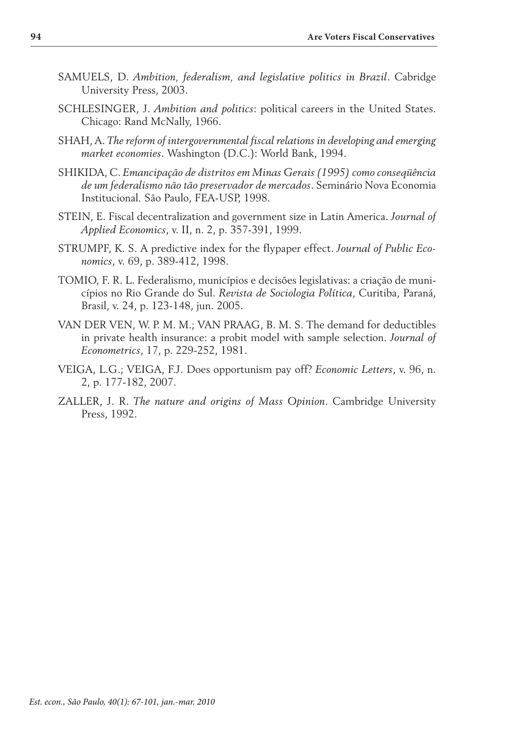SAMUELS, D. *Ambition, federalism, and legislative politics in Brazil*. Cabridge University Press, 2003.

SCHLESINGER, J. *Ambition and politics*: political careers in the United States. Chicago: Rand McNally, 1966.

SHAH, A. *The reform of intergovernmental fiscal relations in developing and emerging market economies*. Washington (D.C.): World Bank, 1994.

SHIKIDA, C. *Emancipação de distritos em Minas Gerais (1995) como conseqüência de um federalismo não tão preservador de mercados*. Seminário Nova Economia Institucional. São Paulo, FEA-USP, 1998.

STEIN, E. Fiscal decentralization and government size in Latin America. *Journal of Applied Economics*, v. II, n. 2, p. 357-391, 1999.

STRUMPF, K. S. A predictive index for the flypaper effect. *Journal of Public Economics*, v. 69, p. 389-412, 1998.

TOMIO, F. R. L. Federalismo, municípios e decisões legislativas: a criação de municípios no Rio Grande do Sul. *Revista de Sociologia Política*, Curitiba, Paraná, Brasil, v. 24, p. 123-148, jun. 2005.

VAN DER VEN, W. P. M. M.; VAN PRAAG, B. M. S. The demand for deductibles in private health insurance: a probit model with sample selection. *Journal of Econometrics*, 17, p. 229-252, 1981.

VEIGA, L.G.; VEIGA, F.J. Does opportunism pay off? *Economic Letters*, v. 96, n. 2, p. 177-182, 2007.

ZALLER, J. R. *The nature and origins of Mass Opinion*. Cambridge University Press, 1992.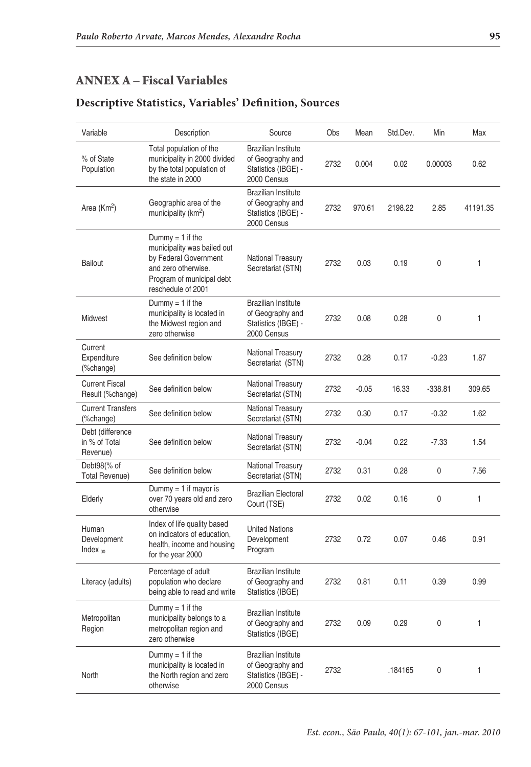## ANNEX A – Fiscal Variables

### Descriptive Statistics, Variables' Definition, Sources

| Variable | Description | Source | Obs | Mean | Std.Dev. | Min | Max |
|---|---|---|---|---|---|---|---|
| % of State Population | Total population of the municipality in 2000 divided by the total population of the state in 2000 | Brazilian Institute of Geography and Statistics (IBGE) - 2000 Census | 2732 | 0.004 | 0.02 | 0.00003 | 0.62 |
| Area (Km$^2$) | Geographic area of the municipality (km$^2$) | Brazilian Institute of Geography and Statistics (IBGE) - 2000 Census | 2732 | 970.61 | 2198.22 | 2.85 | 41191.35 |
| Bailout | Dummy = 1 if the municipality was bailed out by Federal Government and zero otherwise. Program of municipal debt reschedule of 2001 | National Treasury Secretariat (STN) | 2732 | 0.03 | 0.19 | 0 | 1 |
| Midwest | Dummy = 1 if the municipality is located in the Midwest region and zero otherwise | Brazilian Institute of Geography and Statistics (IBGE) - 2000 Census | 2732 | 0.08 | 0.28 | 0 | 1 |
| Current Expenditure (%change) | See definition below | National Treasury Secretariat (STN) | 2732 | 0.28 | 0.17 | -0.23 | 1.87 |
| Current Fiscal Result (%change) | See definition below | National Treasury Secretariat (STN) | 2732 | -0.05 | 16.33 | -338.81 | 309.65 |
| Current Transfers (%change) | See definition below | National Treasury Secretariat (STN) | 2732 | 0.30 | 0.17 | -0.32 | 1.62 |
| Debt (difference in % of Total Revenue) | See definition below | National Treasury Secretariat (STN) | 2732 | -0.04 | 0.22 | -7.33 | 1.54 |
| Debt98(% of Total Revenue) | See definition below | National Treasury Secretariat (STN) | 2732 | 0.31 | 0.28 | 0 | 7.56 |
| Elderly | Dummy = 1 if mayor is over 70 years old and zero otherwise | Brazilian Electoral Court (TSE) | 2732 | 0.02 | 0.16 | 0 | 1 |
| Human Development Index $_{00}$ | Index of life quality based on indicators of education, health, income and housing for the year 2000 | United Nations Development Program | 2732 | 0.72 | 0.07 | 0.46 | 0.91 |
| Literacy (adults) | Percentage of adult population who declare being able to read and write | Brazilian Institute of Geography and Statistics (IBGE) | 2732 | 0.81 | 0.11 | 0.39 | 0.99 |
| Metropolitan Region | Dummy = 1 if the municipality belongs to a metropolitan region and zero otherwise | Brazilian Institute of Geography and Statistics (IBGE) | 2732 | 0.09 | 0.29 | 0 | 1 |
| North | Dummy = 1 if the municipality is located in the North region and zero otherwise | Brazilian Institute of Geography and Statistics (IBGE) - 2000 Census | 2732 | | .184165 | 0 | 1 |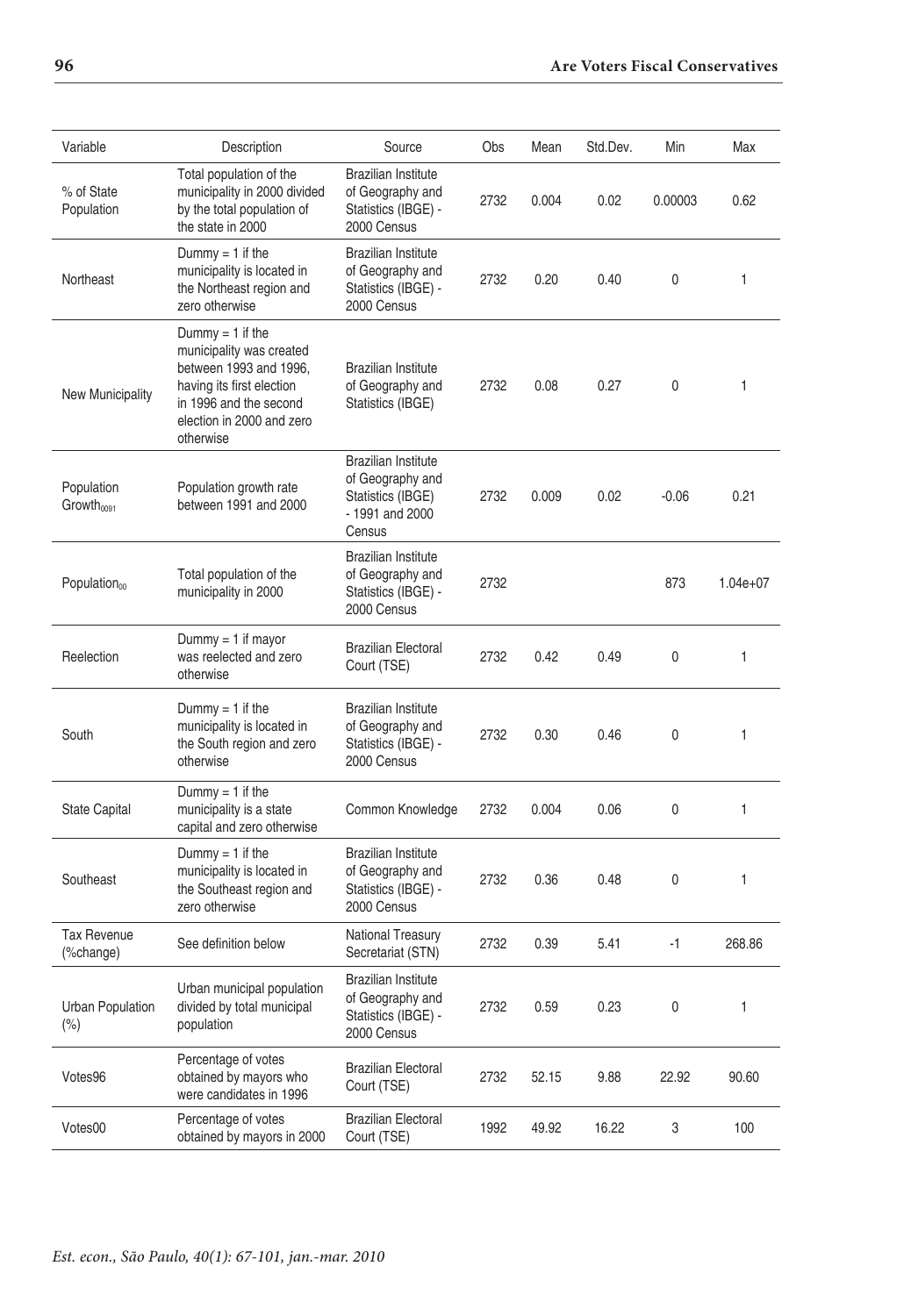| Variable | Description | Source | Obs | Mean | Std.Dev. | Min | Max |
|---|---|---|---|---|---|---|---|
| % of State Population | Total population of the municipality in 2000 divided by the total population of the state in 2000 | Brazilian Institute of Geography and Statistics (IBGE) - 2000 Census | 2732 | 0.004 | 0.02 | 0.00003 | 0.62 |
| Northeast | Dummy = 1 if the municipality is located in the Northeast region and zero otherwise | Brazilian Institute of Geography and Statistics (IBGE) - 2000 Census | 2732 | 0.20 | 0.40 | 0 | 1 |
| New Municipality | Dummy = 1 if the municipality was created between 1993 and 1996, having its first election in 1996 and the second election in 2000 and zero otherwise | Brazilian Institute of Geography and Statistics (IBGE) | 2732 | 0.08 | 0.27 | 0 | 1 |
| Population $Growth_{0091}$ | Population growth rate between 1991 and 2000 | Brazilian Institute of Geography and Statistics (IBGE) - 1991 and 2000 Census | 2732 | 0.009 | 0.02 | -0.06 | 0.21 |
| $Population_{00}$ | Total population of the municipality in 2000 | Brazilian Institute of Geography and Statistics (IBGE) - 2000 Census | 2732 | | | 873 | 1.04e+07 |
| Reelection | Dummy = 1 if mayor was reelected and zero otherwise | Brazilian Electoral Court (TSE) | 2732 | 0.42 | 0.49 | 0 | 1 |
| South | Dummy = 1 if the municipality is located in the South region and zero otherwise | Brazilian Institute of Geography and Statistics (IBGE) - 2000 Census | 2732 | 0.30 | 0.46 | 0 | 1 |
| State Capital | Dummy = 1 if the municipality is a state capital and zero otherwise | Common Knowledge | 2732 | 0.004 | 0.06 | 0 | 1 |
| Southeast | Dummy = 1 if the municipality is located in the Southeast region and zero otherwise | Brazilian Institute of Geography and Statistics (IBGE) - 2000 Census | 2732 | 0.36 | 0.48 | 0 | 1 |
| Tax Revenue (%change) | See definition below | National Treasury Secretariat (STN) | 2732 | 0.39 | 5.41 | -1 | 268.86 |
| Urban Population (%) | Urban municipal population divided by total municipal population | Brazilian Institute of Geography and Statistics (IBGE) - 2000 Census | 2732 | 0.59 | 0.23 | 0 | 1 |
| Votes96 | Percentage of votes obtained by mayors who were candidates in 1996 | Brazilian Electoral Court (TSE) | 2732 | 52.15 | 9.88 | 22.92 | 90.60 |
| Votes00 | Percentage of votes obtained by mayors in 2000 | Brazilian Electoral Court (TSE) | 1992 | 49.92 | 16.22 | 3 | 100 |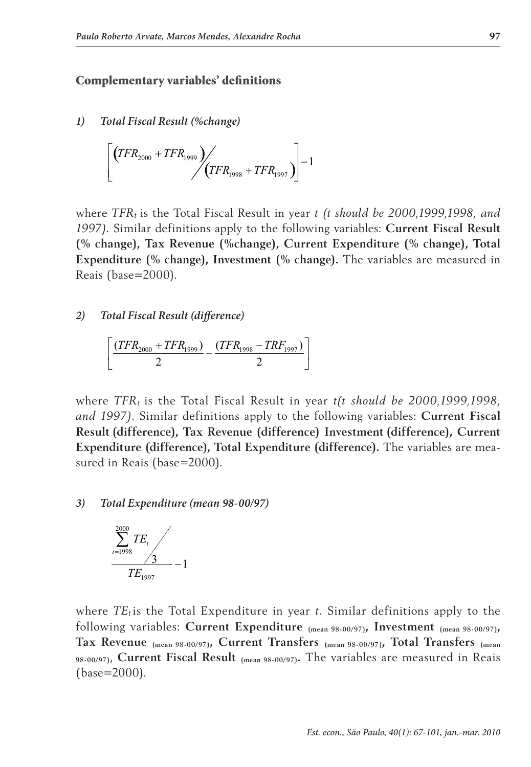## Complementary variables' definitions

*1) Total Fiscal Result (%change)*

$$\left[ \left( TFR_{2000} + TFR_{1999} \right) \Big/ \left( TFR_{1998} + TFR_{1997} \right) \right] - 1$$

where $TFR_t$ is the Total Fiscal Result in year *t (t should be 2000,1999,1998, and 1997)*. Similar definitions apply to the following variables: **Current Fiscal Result (% change), Tax Revenue (%change), Current Expenditure (% change), Total Expenditure (% change), Investment (% change).** The variables are measured in Reais (base=2000).

*2) Total Fiscal Result (difference)*

$$\left[ \frac{(TFR_{2000} + TFR_{1999})}{2} - \frac{(TFR_{1998} - TRF_{1997})}{2} \right]$$

where $TFR_t$ is the Total Fiscal Result in year *t(t should be 2000,1999,1998, and 1997)*. Similar definitions apply to the following variables: **Current Fiscal Result (difference), Tax Revenue (difference) Investment (difference), Current Expenditure (difference), Total Expenditure (difference).** The variables are measured in Reais (base=2000).

*3) Total Expenditure (mean 98-00/97)*

$$\frac{\sum_{t=1998}^{2000} TE_t \Big/ 3}{TE_{1997}} - 1$$

where $TE_t$ is the Total Expenditure in year *t*. Similar definitions apply to the following variables: **Current Expenditure** $_{\text{(mean 98-00/97)}}$**, Investment** $_{\text{(mean 98-00/97)}}$**, Tax Revenue** $_{\text{(mean 98-00/97)}}$**, Current Transfers** $_{\text{(mean 98-00/97)}}$**, Total Transfers** $_{\text{(mean 98-00/97)}}$**, Current Fiscal Result** $_{\text{(mean 98-00/97)}}$**.** The variables are measured in Reais (base=2000).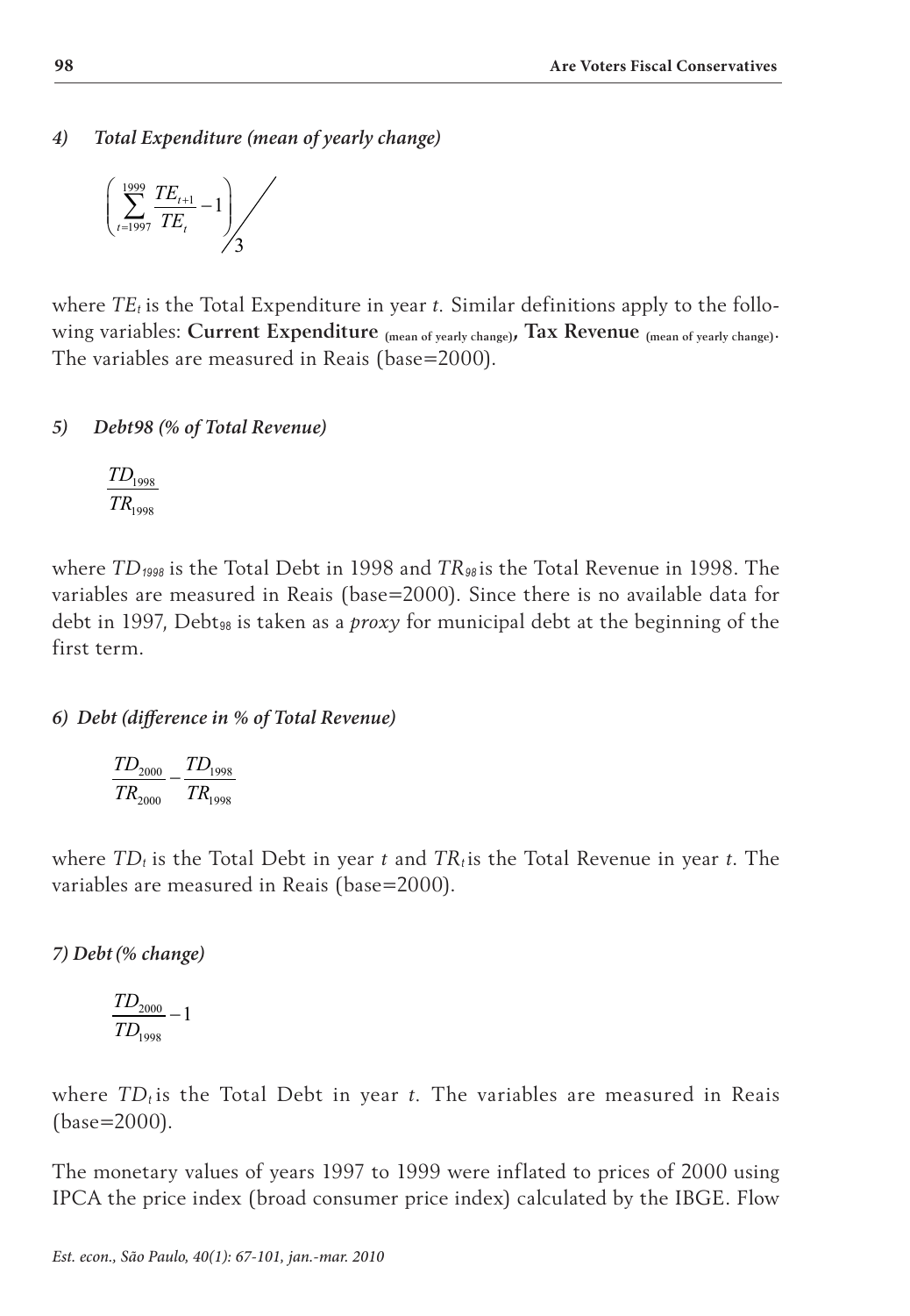#### *4) Total Expenditure (mean of yearly change)*

$$\left( \sum_{t=1997}^{1999} \frac{TE_{t+1}}{TE_t} - 1 \right) \Big/ 3$$

where $TE_t$ is the Total Expenditure in year $t$. Similar definitions apply to the following variables: **Current Expenditure** $_{\text{(mean of yearly change)}}$, **Tax Revenue** $_{\text{(mean of yearly change)}}$. The variables are measured in Reais (base=2000).

#### *5) Debt98 (% of Total Revenue)*

$$\frac{TD_{1998}}{TR_{1998}}$$

where $TD_{1998}$ is the Total Debt in 1998 and $TR_{98}$ is the Total Revenue in 1998. The variables are measured in Reais (base=2000). Since there is no available data for debt in 1997, $\text{Debt}_{98}$ is taken as a *proxy* for municipal debt at the beginning of the first term.

#### *6) Debt (difference in % of Total Revenue)*

$$\frac{TD_{2000}}{TR_{2000}} - \frac{TD_{1998}}{TR_{1998}}$$

where $TD_t$ is the Total Debt in year $t$ and $TR_t$ is the Total Revenue in year $t$. The variables are measured in Reais (base=2000).

#### *7) Debt (% change)*

$$\frac{TD_{2000}}{TD_{1998}} - 1$$

where $TD_t$ is the Total Debt in year $t$. The variables are measured in Reais (base=2000).

The monetary values of years 1997 to 1999 were inflated to prices of 2000 using IPCA the price index (broad consumer price index) calculated by the IBGE. Flow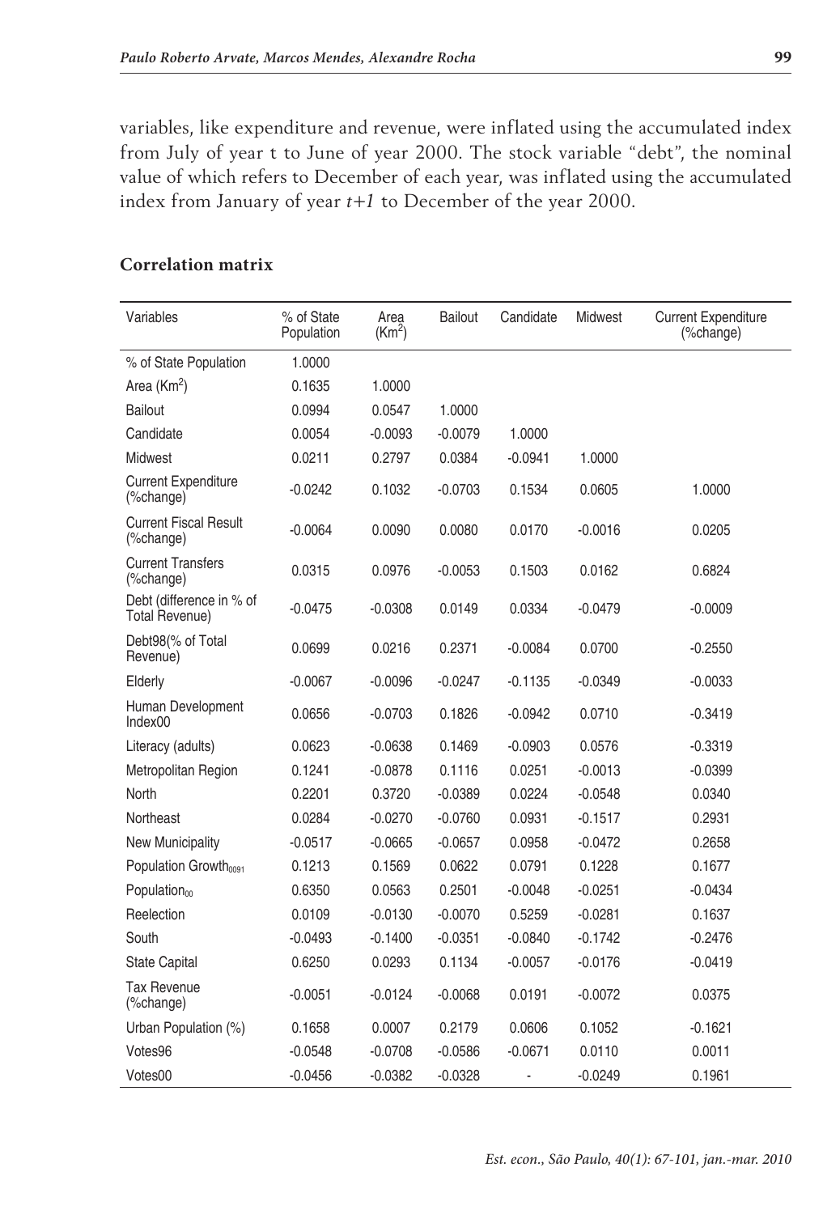variables, like expenditure and revenue, were inflated using the accumulated index from July of year t to June of year 2000. The stock variable "debt", the nominal value of which refers to December of each year, was inflated using the accumulated index from January of year *t+1* to December of the year 2000.

**Correlation matrix**

| Variables | % of State Population | Area (Km$^2$) | Bailout | Candidate | Midwest | Current Expenditure (%change) |
|---|---|---|---|---|---|---|
| % of State Population | 1.0000 | | | | | |
| Area (Km$^2$) | 0.1635 | 1.0000 | | | | |
| Bailout | 0.0994 | 0.0547 | 1.0000 | | | |
| Candidate | 0.0054 | -0.0093 | -0.0079 | 1.0000 | | |
| Midwest | 0.0211 | 0.2797 | 0.0384 | -0.0941 | 1.0000 | |
| Current Expenditure (%change) | -0.0242 | 0.1032 | -0.0703 | 0.1534 | 0.0605 | 1.0000 |
| Current Fiscal Result (%change) | -0.0064 | 0.0090 | 0.0080 | 0.0170 | -0.0016 | 0.0205 |
| Current Transfers (%change) | 0.0315 | 0.0976 | -0.0053 | 0.1503 | 0.0162 | 0.6824 |
| Debt (difference in % of Total Revenue) | -0.0475 | -0.0308 | 0.0149 | 0.0334 | -0.0479 | -0.0009 |
| Debt98(% of Total Revenue) | 0.0699 | 0.0216 | 0.2371 | -0.0084 | 0.0700 | -0.2550 |
| Elderly | -0.0067 | -0.0096 | -0.0247 | -0.1135 | -0.0349 | -0.0033 |
| Human Development Index00 | 0.0656 | -0.0703 | 0.1826 | -0.0942 | 0.0710 | -0.3419 |
| Literacy (adults) | 0.0623 | -0.0638 | 0.1469 | -0.0903 | 0.0576 | -0.3319 |
| Metropolitan Region | 0.1241 | -0.0878 | 0.1116 | 0.0251 | -0.0013 | -0.0399 |
| North | 0.2201 | 0.3720 | -0.0389 | 0.0224 | -0.0548 | 0.0340 |
| Northeast | 0.0284 | -0.0270 | -0.0760 | 0.0931 | -0.1517 | 0.2931 |
| New Municipality | -0.0517 | -0.0665 | -0.0657 | 0.0958 | -0.0472 | 0.2658 |
| Population Growth$_{0091}$ | 0.1213 | 0.1569 | 0.0622 | 0.0791 | 0.1228 | 0.1677 |
| Population$_{00}$ | 0.6350 | 0.0563 | 0.2501 | -0.0048 | -0.0251 | -0.0434 |
| Reelection | 0.0109 | -0.0130 | -0.0070 | 0.5259 | -0.0281 | 0.1637 |
| South | -0.0493 | -0.1400 | -0.0351 | -0.0840 | -0.1742 | -0.2476 |
| State Capital | 0.6250 | 0.0293 | 0.1134 | -0.0057 | -0.0176 | -0.0419 |
| Tax Revenue (%change) | -0.0051 | -0.0124 | -0.0068 | 0.0191 | -0.0072 | 0.0375 |
| Urban Population (%) | 0.1658 | 0.0007 | 0.2179 | 0.0606 | 0.1052 | -0.1621 |
| Votes96 | -0.0548 | -0.0708 | -0.0586 | -0.0671 | 0.0110 | 0.0011 |
| Votes00 | -0.0456 | -0.0382 | -0.0328 | - | -0.0249 | 0.1961 |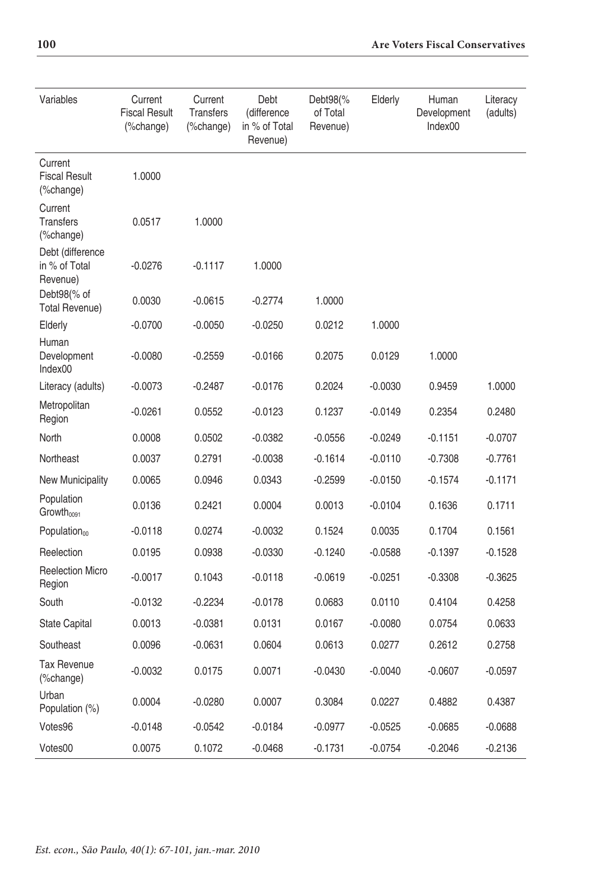| Variables | Current Fiscal Result (%change) | Current Transfers (%change) | Debt (difference in % of Total Revenue) | Debt98(% of Total Revenue) | Elderly | Human Development Index00 | Literacy (adults) |
|---|---|---|---|---|---|---|---|
| Current Fiscal Result (%change) | 1.0000 | | | | | | |
| Current Transfers (%change) | 0.0517 | 1.0000 | | | | | |
| Debt (difference in % of Total Revenue) | -0.0276 | -0.1117 | 1.0000 | | | | |
| Debt98(% of Total Revenue) | 0.0030 | -0.0615 | -0.2774 | 1.0000 | | | |
| Elderly | -0.0700 | -0.0050 | -0.0250 | 0.0212 | 1.0000 | | |
| Human Development Index00 | -0.0080 | -0.2559 | -0.0166 | 0.2075 | 0.0129 | 1.0000 | |
| Literacy (adults) | -0.0073 | -0.2487 | -0.0176 | 0.2024 | -0.0030 | 0.9459 | 1.0000 |
| Metropolitan Region | -0.0261 | 0.0552 | -0.0123 | 0.1237 | -0.0149 | 0.2354 | 0.2480 |
| North | 0.0008 | 0.0502 | -0.0382 | -0.0556 | -0.0249 | -0.1151 | -0.0707 |
| Northeast | 0.0037 | 0.2791 | -0.0038 | -0.1614 | -0.0110 | -0.7308 | -0.7761 |
| New Municipality | 0.0065 | 0.0946 | 0.0343 | -0.2599 | -0.0150 | -0.1574 | -0.1171 |
| Population $Growth_{0091}$ | 0.0136 | 0.2421 | 0.0004 | 0.0013 | -0.0104 | 0.1636 | 0.1711 |
| $Population_{00}$ | -0.0118 | 0.0274 | -0.0032 | 0.1524 | 0.0035 | 0.1704 | 0.1561 |
| Reelection | 0.0195 | 0.0938 | -0.0330 | -0.1240 | -0.0588 | -0.1397 | -0.1528 |
| Reelection Micro Region | -0.0017 | 0.1043 | -0.0118 | -0.0619 | -0.0251 | -0.3308 | -0.3625 |
| South | -0.0132 | -0.2234 | -0.0178 | 0.0683 | 0.0110 | 0.4104 | 0.4258 |
| State Capital | 0.0013 | -0.0381 | 0.0131 | 0.0167 | -0.0080 | 0.0754 | 0.0633 |
| Southeast | 0.0096 | -0.0631 | 0.0604 | 0.0613 | 0.0277 | 0.2612 | 0.2758 |
| Tax Revenue (%change) | -0.0032 | 0.0175 | 0.0071 | -0.0430 | -0.0040 | -0.0607 | -0.0597 |
| Urban Population (%) | 0.0004 | -0.0280 | 0.0007 | 0.3084 | 0.0227 | 0.4882 | 0.4387 |
| Votes96 | -0.0148 | -0.0542 | -0.0184 | -0.0977 | -0.0525 | -0.0685 | -0.0688 |
| Votes00 | 0.0075 | 0.1072 | -0.0468 | -0.1731 | -0.0754 | -0.2046 | -0.2136 |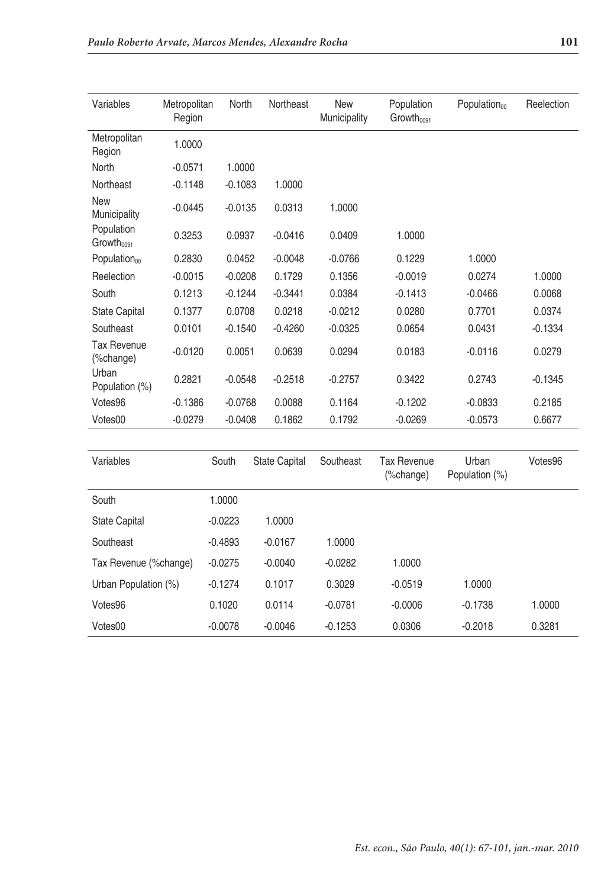| Variables | Metropolitan Region | North | Northeast | New Municipality | Population $Growth_{0091}$ | $Population_{00}$ | Reelection |
|---|---|---|---|---|---|---|---|
| Metropolitan Region | 1.0000 | | | | | | |
| North | -0.0571 | 1.0000 | | | | | |
| Northeast | -0.1148 | -0.1083 | 1.0000 | | | | |
| New Municipality | -0.0445 | -0.0135 | 0.0313 | 1.0000 | | | |
| Population $Growth_{0091}$ | 0.3253 | 0.0937 | -0.0416 | 0.0409 | 1.0000 | | |
| $Population_{00}$ | 0.2830 | 0.0452 | -0.0048 | -0.0766 | 0.1229 | 1.0000 | |
| Reelection | -0.0015 | -0.0208 | 0.1729 | 0.1356 | -0.0019 | 0.0274 | 1.0000 |
| South | 0.1213 | -0.1244 | -0.3441 | 0.0384 | -0.1413 | -0.0466 | 0.0068 |
| State Capital | 0.1377 | 0.0708 | 0.0218 | -0.0212 | 0.0280 | 0.7701 | 0.0374 |
| Southeast | 0.0101 | -0.1540 | -0.4260 | -0.0325 | 0.0654 | 0.0431 | -0.1334 |
| Tax Revenue (%change) | -0.0120 | 0.0051 | 0.0639 | 0.0294 | 0.0183 | -0.0116 | 0.0279 |
| Urban Population (%) | 0.2821 | -0.0548 | -0.2518 | -0.2757 | 0.3422 | 0.2743 | -0.1345 |
| Votes96 | -0.1386 | -0.0768 | 0.0088 | 0.1164 | -0.1202 | -0.0833 | 0.2185 |
| Votes00 | -0.0279 | -0.0408 | 0.1862 | 0.1792 | -0.0269 | -0.0573 | 0.6677 |

| Variables | South | State Capital | Southeast | Tax Revenue (%change) | Urban Population (%) | Votes96 |
|---|---|---|---|---|---|---|
| South | 1.0000 | | | | | |
| State Capital | -0.0223 | 1.0000 | | | | |
| Southeast | -0.4893 | -0.0167 | 1.0000 | | | |
| Tax Revenue (%change) | -0.0275 | -0.0040 | -0.0282 | 1.0000 | | |
| Urban Population (%) | -0.1274 | 0.1017 | 0.3029 | -0.0519 | 1.0000 | |
| Votes96 | 0.1020 | 0.0114 | -0.0781 | -0.0006 | -0.1738 | 1.0000 |
| Votes00 | -0.0078 | -0.0046 | -0.1253 | 0.0306 | -0.2018 | 0.3281 |